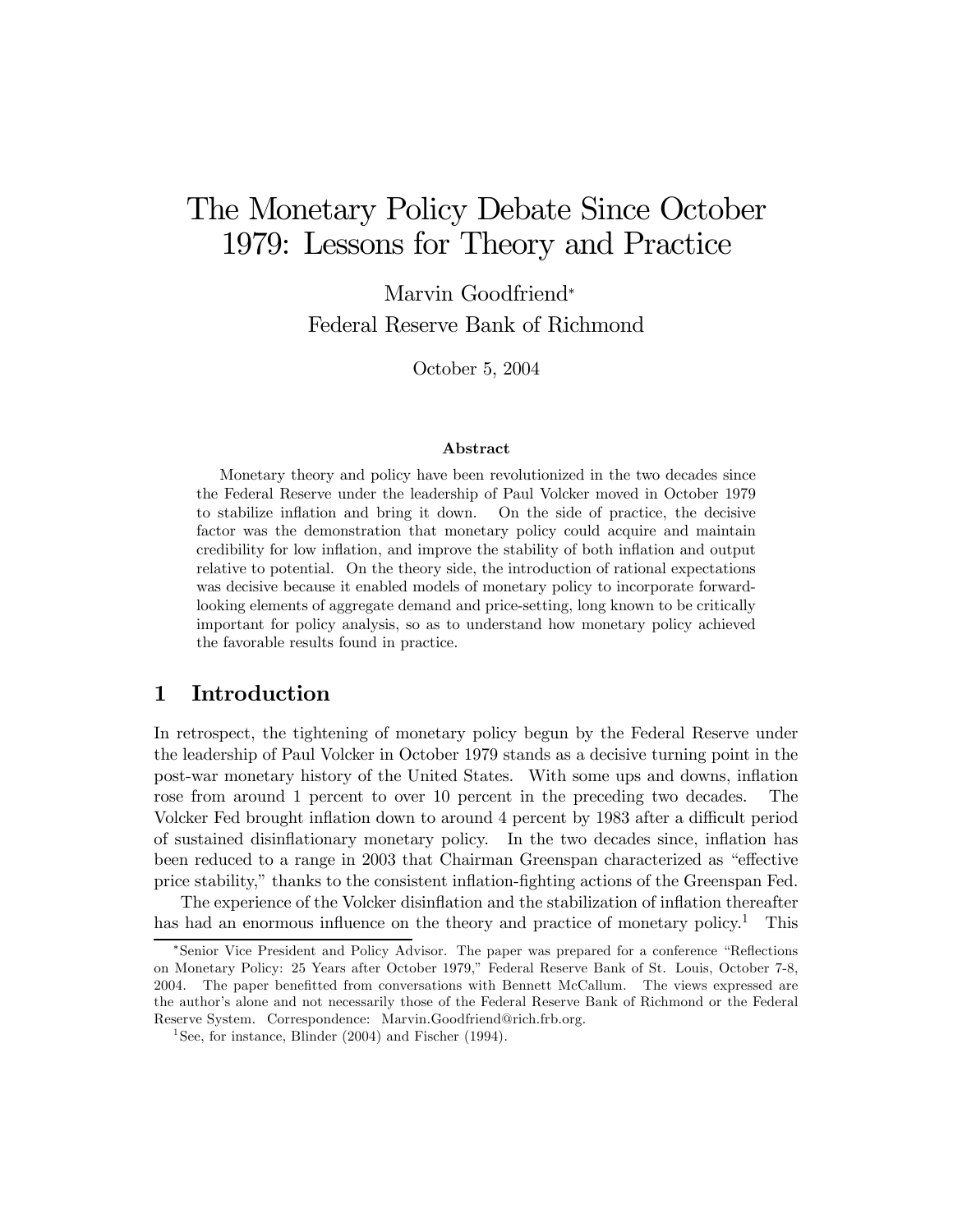# The Monetary Policy Debate Since October 1979: Lessons for Theory and Practice

Marvin Goodfriend*
Federal Reserve Bank of Richmond

October 5, 2004

### Abstract

Monetary theory and policy have been revolutionized in the two decades since the Federal Reserve under the leadership of Paul Volcker moved in October 1979 to stabilize inflation and bring it down. On the side of practice, the decisive factor was the demonstration that monetary policy could acquire and maintain credibility for low inflation, and improve the stability of both inflation and output relative to potential. On the theory side, the introduction of rational expectations was decisive because it enabled models of monetary policy to incorporate forward-looking elements of aggregate demand and price-setting, long known to be critically important for policy analysis, so as to understand how monetary policy achieved the favorable results found in practice.

## 1 Introduction

In retrospect, the tightening of monetary policy begun by the Federal Reserve under the leadership of Paul Volcker in October 1979 stands as a decisive turning point in the post-war monetary history of the United States. With some ups and downs, inflation rose from around 1 percent to over 10 percent in the preceding two decades. The Volcker Fed brought inflation down to around 4 percent by 1983 after a difficult period of sustained disinflationary monetary policy. In the two decades since, inflation has been reduced to a range in 2003 that Chairman Greenspan characterized as "effective price stability," thanks to the consistent inflation-fighting actions of the Greenspan Fed.

The experience of the Volcker disinflation and the stabilization of inflation thereafter has had an enormous influence on the theory and practice of monetary policy.[1] This

---

*Senior Vice President and Policy Advisor. The paper was prepared for a conference "Reflections on Monetary Policy: 25 Years after October 1979," Federal Reserve Bank of St. Louis, October 7-8, 2004. The paper benefitted from conversations with Bennett McCallum. The views expressed are the author's alone and not necessarily those of the Federal Reserve Bank of Richmond or the Federal Reserve System. Correspondence: Marvin.Goodfriend@rich.frb.org.

[1] See, for instance, Blinder (2004) and Fischer (1994).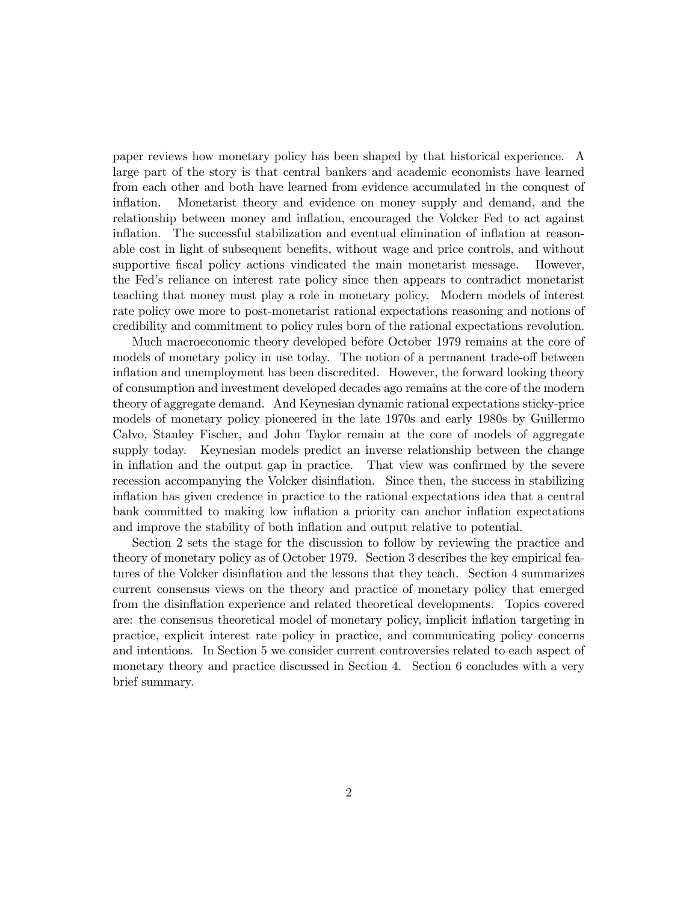paper reviews how monetary policy has been shaped by that historical experience. A large part of the story is that central bankers and academic economists have learned from each other and both have learned from evidence accumulated in the conquest of inflation. Monetarist theory and evidence on money supply and demand, and the relationship between money and inflation, encouraged the Volcker Fed to act against inflation. The successful stabilization and eventual elimination of inflation at reasonable cost in light of subsequent benefits, without wage and price controls, and without supportive fiscal policy actions vindicated the main monetarist message. However, the Fed's reliance on interest rate policy since then appears to contradict monetarist teaching that money must play a role in monetary policy. Modern models of interest rate policy owe more to post-monetarist rational expectations reasoning and notions of credibility and commitment to policy rules born of the rational expectations revolution.

Much macroeconomic theory developed before October 1979 remains at the core of models of monetary policy in use today. The notion of a permanent trade-off between inflation and unemployment has been discredited. However, the forward looking theory of consumption and investment developed decades ago remains at the core of the modern theory of aggregate demand. And Keynesian dynamic rational expectations sticky-price models of monetary policy pioneered in the late 1970s and early 1980s by Guillermo Calvo, Stanley Fischer, and John Taylor remain at the core of models of aggregate supply today. Keynesian models predict an inverse relationship between the change in inflation and the output gap in practice. That view was confirmed by the severe recession accompanying the Volcker disinflation. Since then, the success in stabilizing inflation has given credence in practice to the rational expectations idea that a central bank committed to making low inflation a priority can anchor inflation expectations and improve the stability of both inflation and output relative to potential.

Section 2 sets the stage for the discussion to follow by reviewing the practice and theory of monetary policy as of October 1979. Section 3 describes the key empirical features of the Volcker disinflation and the lessons that they teach. Section 4 summarizes current consensus views on the theory and practice of monetary policy that emerged from the disinflation experience and related theoretical developments. Topics covered are: the consensus theoretical model of monetary policy, implicit inflation targeting in practice, explicit interest rate policy in practice, and communicating policy concerns and intentions. In Section 5 we consider current controversies related to each aspect of monetary theory and practice discussed in Section 4. Section 6 concludes with a very brief summary.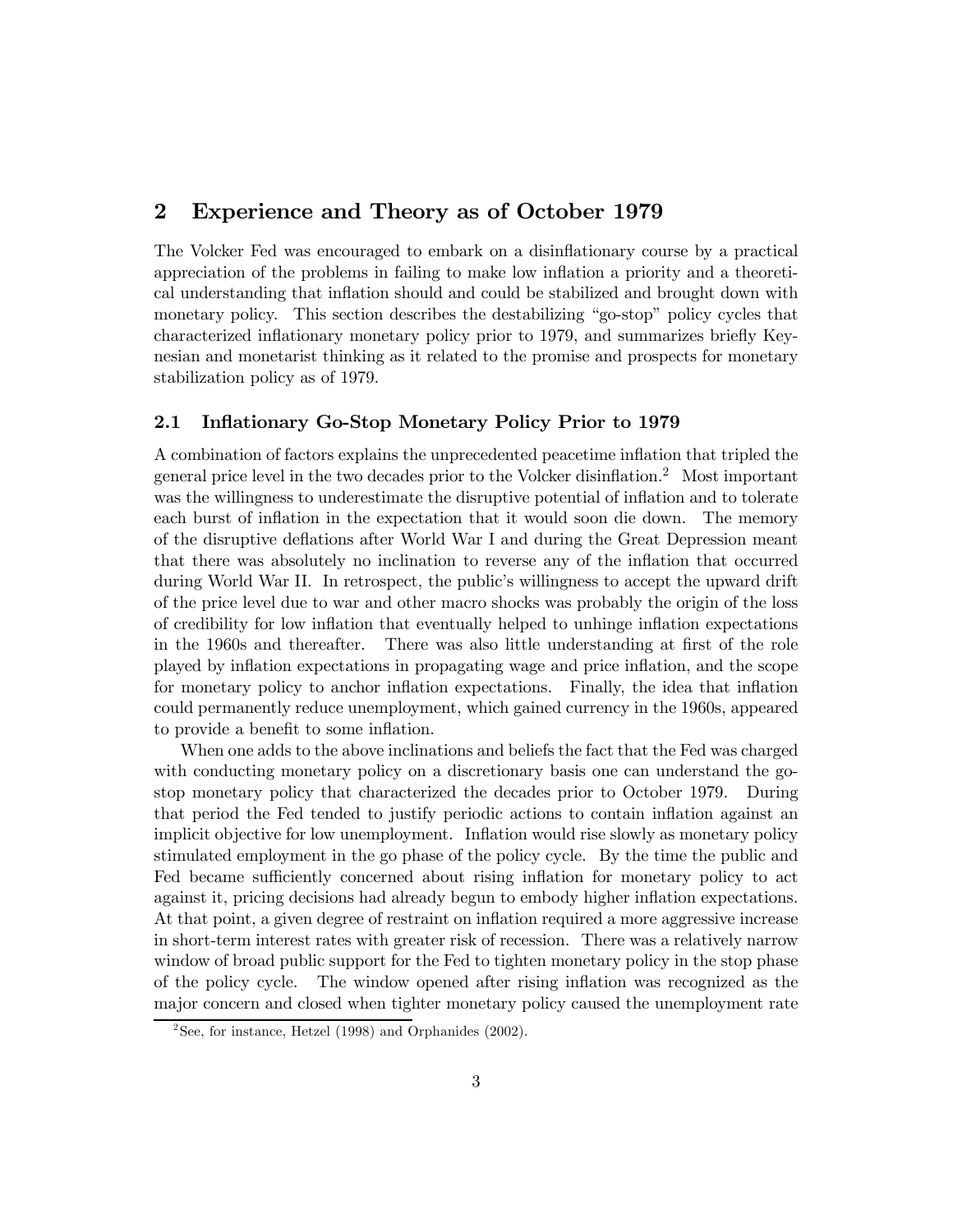## 2 Experience and Theory as of October 1979

The Volcker Fed was encouraged to embark on a disinflationary course by a practical appreciation of the problems in failing to make low inflation a priority and a theoretical understanding that inflation should and could be stabilized and brought down with monetary policy. This section describes the destabilizing "go-stop" policy cycles that characterized inflationary monetary policy prior to 1979, and summarizes briefly Keynesian and monetarist thinking as it related to the promise and prospects for monetary stabilization policy as of 1979.

### 2.1 Inflationary Go-Stop Monetary Policy Prior to 1979

A combination of factors explains the unprecedented peacetime inflation that tripled the general price level in the two decades prior to the Volcker disinflation.[2] Most important was the willingness to underestimate the disruptive potential of inflation and to tolerate each burst of inflation in the expectation that it would soon die down. The memory of the disruptive deflations after World War I and during the Great Depression meant that there was absolutely no inclination to reverse any of the inflation that occurred during World War II. In retrospect, the public's willingness to accept the upward drift of the price level due to war and other macro shocks was probably the origin of the loss of credibility for low inflation that eventually helped to unhinge inflation expectations in the 1960s and thereafter. There was also little understanding at first of the role played by inflation expectations in propagating wage and price inflation, and the scope for monetary policy to anchor inflation expectations. Finally, the idea that inflation could permanently reduce unemployment, which gained currency in the 1960s, appeared to provide a benefit to some inflation.

When one adds to the above inclinations and beliefs the fact that the Fed was charged with conducting monetary policy on a discretionary basis one can understand the go-stop monetary policy that characterized the decades prior to October 1979. During that period the Fed tended to justify periodic actions to contain inflation against an implicit objective for low unemployment. Inflation would rise slowly as monetary policy stimulated employment in the go phase of the policy cycle. By the time the public and Fed became sufficiently concerned about rising inflation for monetary policy to act against it, pricing decisions had already begun to embody higher inflation expectations. At that point, a given degree of restraint on inflation required a more aggressive increase in short-term interest rates with greater risk of recession. There was a relatively narrow window of broad public support for the Fed to tighten monetary policy in the stop phase of the policy cycle. The window opened after rising inflation was recognized as the major concern and closed when tighter monetary policy caused the unemployment rate

[2] See, for instance, Hetzel (1998) and Orphanides (2002).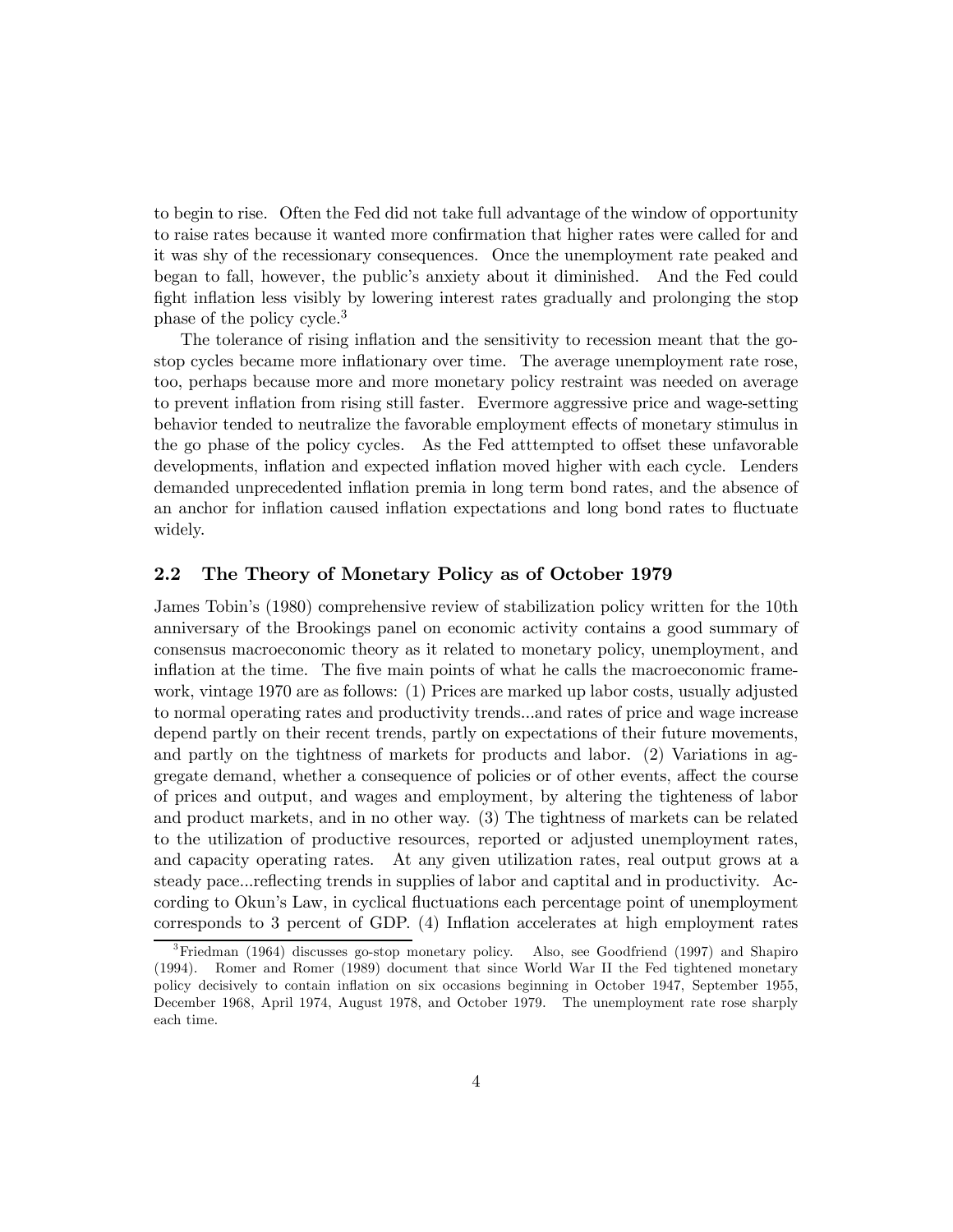to begin to rise. Often the Fed did not take full advantage of the window of opportunity to raise rates because it wanted more confirmation that higher rates were called for and it was shy of the recessionary consequences. Once the unemployment rate peaked and began to fall, however, the public's anxiety about it diminished. And the Fed could fight inflation less visibly by lowering interest rates gradually and prolonging the stop phase of the policy cycle.[3]

The tolerance of rising inflation and the sensitivity to recession meant that the go-stop cycles became more inflationary over time. The average unemployment rate rose, too, perhaps because more and more monetary policy restraint was needed on average to prevent inflation from rising still faster. Evermore aggressive price and wage-setting behavior tended to neutralize the favorable employment effects of monetary stimulus in the go phase of the policy cycles. As the Fed atttempted to offset these unfavorable developments, inflation and expected inflation moved higher with each cycle. Lenders demanded unprecedented inflation premia in long term bond rates, and the absence of an anchor for inflation caused inflation expectations and long bond rates to fluctuate widely.

## 2.2 The Theory of Monetary Policy as of October 1979

James Tobin's (1980) comprehensive review of stabilization policy written for the 10th anniversary of the Brookings panel on economic activity contains a good summary of consensus macroeconomic theory as it related to monetary policy, unemployment, and inflation at the time. The five main points of what he calls the macroeconomic framework, vintage 1970 are as follows: (1) Prices are marked up labor costs, usually adjusted to normal operating rates and productivity trends...and rates of price and wage increase depend partly on their recent trends, partly on expectations of their future movements, and partly on the tightness of markets for products and labor. (2) Variations in aggregate demand, whether a consequence of policies or of other events, affect the course of prices and output, and wages and employment, by altering the tigheteness of labor and product markets, and in no other way. (3) The tightness of markets can be related to the utilization of productive resources, reported or adjusted unemployment rates, and capacity operating rates. At any given utilization rates, real output grows at a steady pace...reflecting trends in supplies of labor and captital and in productivity. According to Okun's Law, in cyclical fluctuations each percentage point of unemployment corresponds to 3 percent of GDP. (4) Inflation accelerates at high employment rates

[3] Friedman (1964) discusses go-stop monetary policy. Also, see Goodfriend (1997) and Shapiro (1994). Romer and Romer (1989) document that since World War II the Fed tightened monetary policy decisively to contain inflation on six occasions beginning in October 1947, September 1955, December 1968, April 1974, August 1978, and October 1979. The unemployment rate rose sharply each time.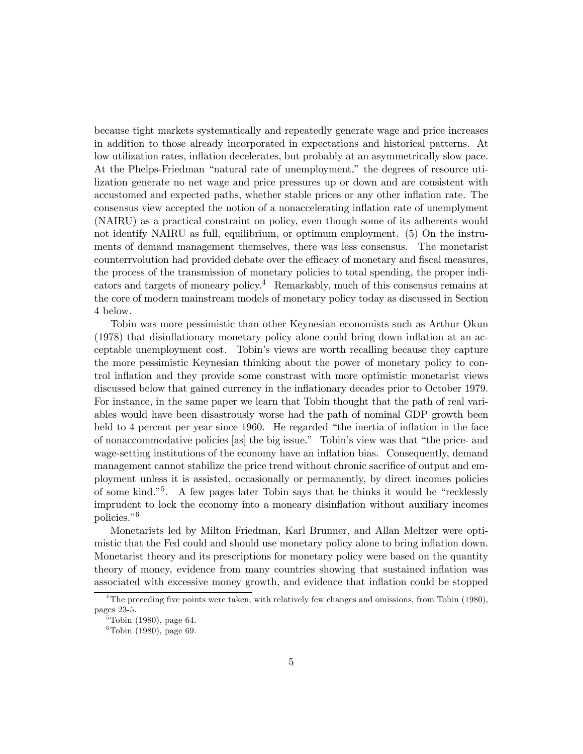because tight markets systematically and repeatedly generate wage and price increases in addition to those already incorporated in expectations and historical patterns. At low utilization rates, inflation decelerates, but probably at an asymmetrically slow pace. At the Phelps-Friedman "natural rate of unemployment," the degrees of resource utilization generate no net wage and price pressures up or down and are consistent with accustomed and expected paths, whether stable prices or any other inflation rate. The consensus view accepted the notion of a nonaccelerating inflation rate of unemplyment (NAIRU) as a practical constraint on policy, even though some of its adherents would not identify NAIRU as full, equilibrium, or optimum employment. (5) On the instruments of demand management themselves, there was less consensus. The monetarist counterrvolution had provided debate over the efficacy of monetary and fiscal measures, the process of the transmission of monetary policies to total spending, the proper indicators and targets of moneary policy.[4] Remarkably, much of this consensus remains at the core of modern mainstream models of monetary policy today as discussed in Section 4 below.

Tobin was more pessimistic than other Keynesian economists such as Arthur Okun (1978) that disinflationary monetary policy alone could bring down inflation at an acceptable unemployment cost. Tobin's views are worth recalling because they capture the more pessimistic Keynesian thinking about the power of monetary policy to control inflation and they provide some constrast with more optimistic monetarist views discussed below that gained currency in the inflationary decades prior to October 1979. For instance, in the same paper we learn that Tobin thought that the path of real variables would have been disastrously worse had the path of nominal GDP growth been held to 4 percent per year since 1960. He regarded "the inertia of inflation in the face of nonaccommodative policies [as] the big issue." Tobin's view was that "the price- and wage-setting institutions of the economy have an inflation bias. Consequently, demand management cannot stabilize the price trend without chronic sacrifice of output and employment unless it is assisted, occasionally or permanently, by direct incomes policies of some kind."[5]. A few pages later Tobin says that he thinks it would be "recklessly imprudent to lock the economy into a moneary disinflation without auxiliary incomes policies."[6]

Monetarists led by Milton Friedman, Karl Brunner, and Allan Meltzer were optimistic that the Fed could and should use monetary policy alone to bring inflation down. Monetarist theory and its prescriptions for monetary policy were based on the quantity theory of money, evidence from many countries showing that sustained inflation was associated with excessive money growth, and evidence that inflation could be stopped

[4] The preceding five points were taken, with relatively few changes and omissions, from Tobin (1980), pages 23-5.

[5] Tobin (1980), page 64.

[6] Tobin (1980), page 69.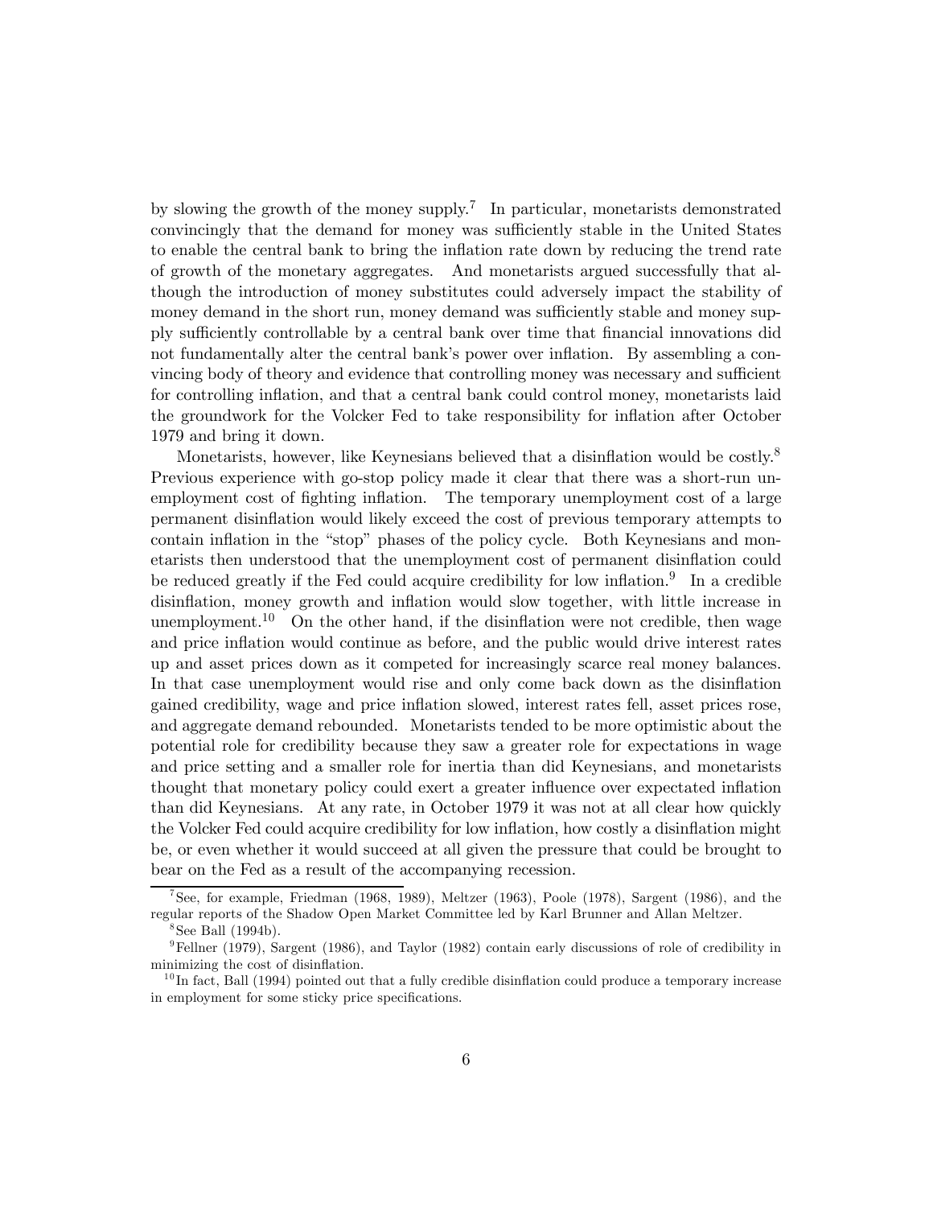by slowing the growth of the money supply.[7] In particular, monetarists demonstrated convincingly that the demand for money was sufficiently stable in the United States to enable the central bank to bring the inflation rate down by reducing the trend rate of growth of the monetary aggregates. And monetarists argued successfully that although the introduction of money substitutes could adversely impact the stability of money demand in the short run, money demand was sufficiently stable and money supply sufficiently controllable by a central bank over time that financial innovations did not fundamentally alter the central bank's power over inflation. By assembling a convincing body of theory and evidence that controlling money was necessary and sufficient for controlling inflation, and that a central bank could control money, monetarists laid the groundwork for the Volcker Fed to take responsibility for inflation after October 1979 and bring it down.

Monetarists, however, like Keynesians believed that a disinflation would be costly.[8] Previous experience with go-stop policy made it clear that there was a short-run unemployment cost of fighting inflation. The temporary unemployment cost of a large permanent disinflation would likely exceed the cost of previous temporary attempts to contain inflation in the "stop" phases of the policy cycle. Both Keynesians and monetarists then understood that the unemployment cost of permanent disinflation could be reduced greatly if the Fed could acquire credibility for low inflation.[9] In a credible disinflation, money growth and inflation would slow together, with little increase in unemployment.[10] On the other hand, if the disinflation were not credible, then wage and price inflation would continue as before, and the public would drive interest rates up and asset prices down as it competed for increasingly scarce real money balances. In that case unemployment would rise and only come back down as the disinflation gained credibility, wage and price inflation slowed, interest rates fell, asset prices rose, and aggregate demand rebounded. Monetarists tended to be more optimistic about the potential role for credibility because they saw a greater role for expectations in wage and price setting and a smaller role for inertia than did Keynesians, and monetarists thought that monetary policy could exert a greater influence over expectated inflation than did Keynesians. At any rate, in October 1979 it was not at all clear how quickly the Volcker Fed could acquire credibility for low inflation, how costly a disinflation might be, or even whether it would succeed at all given the pressure that could be brought to bear on the Fed as a result of the accompanying recession.

[7] See, for example, Friedman (1968, 1989), Meltzer (1963), Poole (1978), Sargent (1986), and the regular reports of the Shadow Open Market Committee led by Karl Brunner and Allan Meltzer.

[8] See Ball (1994b).

[9] Fellner (1979), Sargent (1986), and Taylor (1982) contain early discussions of role of credibility in minimizing the cost of disinflation.

[10] In fact, Ball (1994) pointed out that a fully credible disinflation could produce a temporary increase in employment for some sticky price specifications.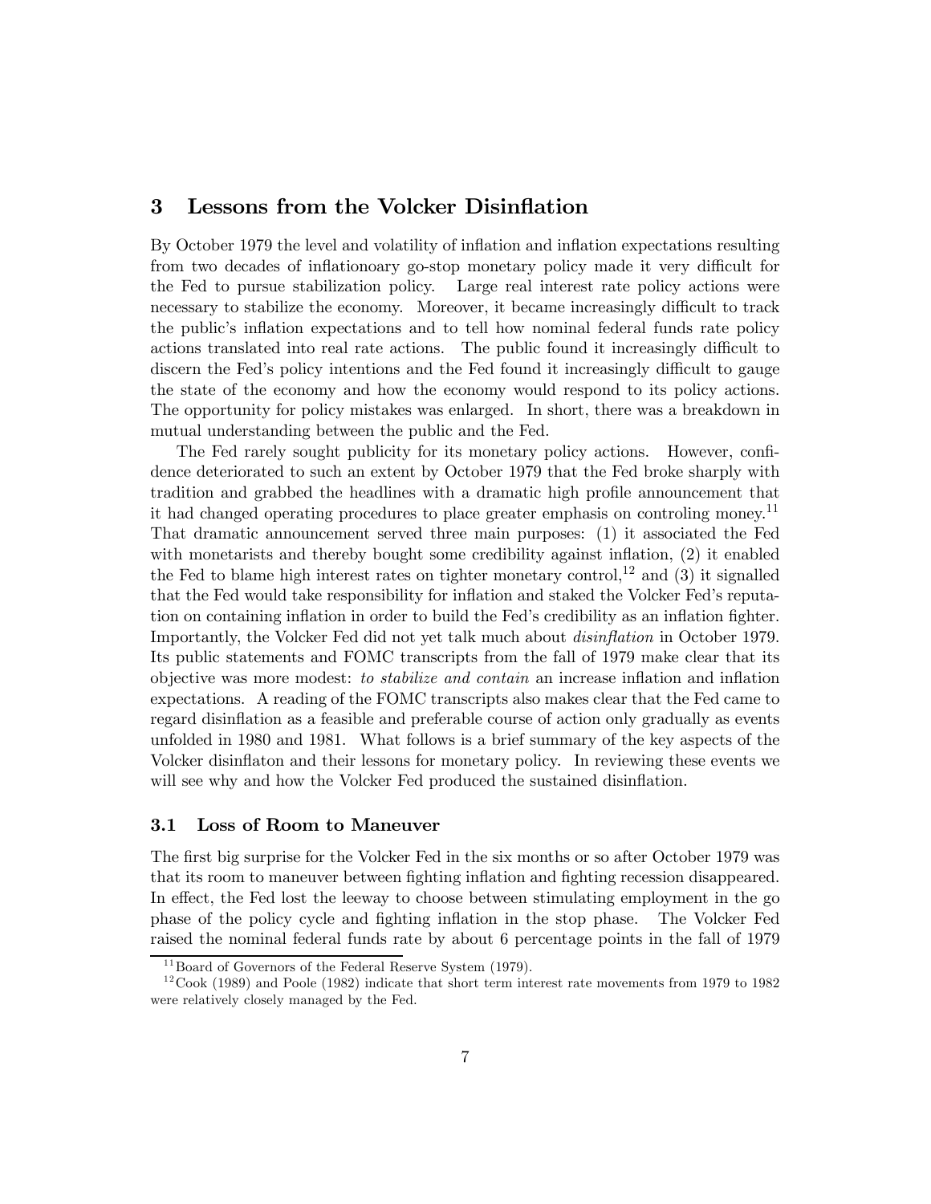## 3 Lessons from the Volcker Disinflation

By October 1979 the level and volatility of inflation and inflation expectations resulting from two decades of inflationoary go-stop monetary policy made it very difficult for the Fed to pursue stabilization policy. Large real interest rate policy actions were necessary to stabilize the economy. Moreover, it became increasingly difficult to track the public's inflation expectations and to tell how nominal federal funds rate policy actions translated into real rate actions. The public found it increasingly difficult to discern the Fed's policy intentions and the Fed found it increasingly difficult to gauge the state of the economy and how the economy would respond to its policy actions. The opportunity for policy mistakes was enlarged. In short, there was a breakdown in mutual understanding between the public and the Fed.

The Fed rarely sought publicity for its monetary policy actions. However, confidence deteriorated to such an extent by October 1979 that the Fed broke sharply with tradition and grabbed the headlines with a dramatic high profile announcement that it had changed operating procedures to place greater emphasis on controling money.[11] That dramatic announcement served three main purposes: (1) it associated the Fed with monetarists and thereby bought some credibility against inflation, (2) it enabled the Fed to blame high interest rates on tighter monetary control,[12] and (3) it signalled that the Fed would take responsibility for inflation and staked the Volcker Fed's reputation on containing inflation in order to build the Fed's credibility as an inflation fighter. Importantly, the Volcker Fed did not yet talk much about *disinflation* in October 1979. Its public statements and FOMC transcripts from the fall of 1979 make clear that its objective was more modest: *to stabilize and contain* an increase inflation and inflation expectations. A reading of the FOMC transcripts also makes clear that the Fed came to regard disinflation as a feasible and preferable course of action only gradually as events unfolded in 1980 and 1981. What follows is a brief summary of the key aspects of the Volcker disinflaton and their lessons for monetary policy. In reviewing these events we will see why and how the Volcker Fed produced the sustained disinflation.

### 3.1 Loss of Room to Maneuver

The first big surprise for the Volcker Fed in the six months or so after October 1979 was that its room to maneuver between fighting inflation and fighting recession disappeared. In effect, the Fed lost the leeway to choose between stimulating employment in the go phase of the policy cycle and fighting inflation in the stop phase. The Volcker Fed raised the nominal federal funds rate by about 6 percentage points in the fall of 1979

---

[11] Board of Governors of the Federal Reserve System (1979).

[12] Cook (1989) and Poole (1982) indicate that short term interest rate movements from 1979 to 1982 were relatively closely managed by the Fed.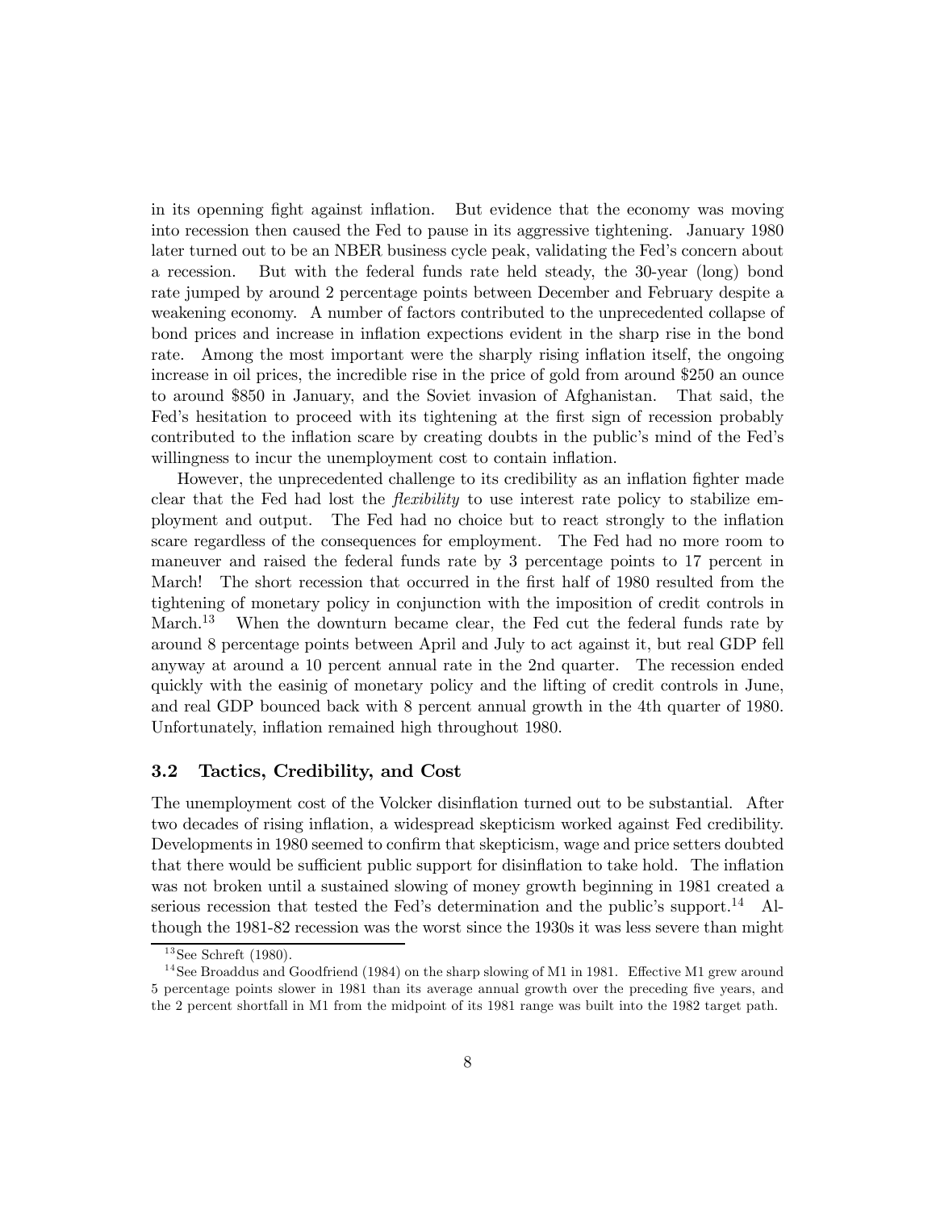in its openning fight against inflation. But evidence that the economy was moving into recession then caused the Fed to pause in its aggressive tightening. January 1980 later turned out to be an NBER business cycle peak, validating the Fed's concern about a recession. But with the federal funds rate held steady, the 30-year (long) bond rate jumped by around 2 percentage points between December and February despite a weakening economy. A number of factors contributed to the unprecedented collapse of bond prices and increase in inflation expections evident in the sharp rise in the bond rate. Among the most important were the sharply rising inflation itself, the ongoing increase in oil prices, the incredible rise in the price of gold from around $250 an ounce to around $850 in January, and the Soviet invasion of Afghanistan. That said, the Fed's hesitation to proceed with its tightening at the first sign of recession probably contributed to the inflation scare by creating doubts in the public's mind of the Fed's willingness to incur the unemployment cost to contain inflation.

However, the unprecedented challenge to its credibility as an inflation fighter made clear that the Fed had lost the *flexibility* to use interest rate policy to stabilize employment and output. The Fed had no choice but to react strongly to the inflation scare regardless of the consequences for employment. The Fed had no more room to maneuver and raised the federal funds rate by 3 percentage points to 17 percent in March! The short recession that occurred in the first half of 1980 resulted from the tightening of monetary policy in conjunction with the imposition of credit controls in March.[13] When the downturn became clear, the Fed cut the federal funds rate by around 8 percentage points between April and July to act against it, but real GDP fell anyway at around a 10 percent annual rate in the 2nd quarter. The recession ended quickly with the easinig of monetary policy and the lifting of credit controls in June, and real GDP bounced back with 8 percent annual growth in the 4th quarter of 1980. Unfortunately, inflation remained high throughout 1980.

### 3.2 Tactics, Credibility, and Cost

The unemployment cost of the Volcker disinflation turned out to be substantial. After two decades of rising inflation, a widespread skepticism worked against Fed credibility. Developments in 1980 seemed to confirm that skepticism, wage and price setters doubted that there would be sufficient public support for disinflation to take hold. The inflation was not broken until a sustained slowing of money growth beginning in 1981 created a serious recession that tested the Fed's determination and the public's support.[14] Although the 1981-82 recession was the worst since the 1930s it was less severe than might

[13] See Schreft (1980).

[14] See Broaddus and Goodfriend (1984) on the sharp slowing of M1 in 1981. Effective M1 grew around 5 percentage points slower in 1981 than its average annual growth over the preceding five years, and the 2 percent shortfall in M1 from the midpoint of its 1981 range was built into the 1982 target path.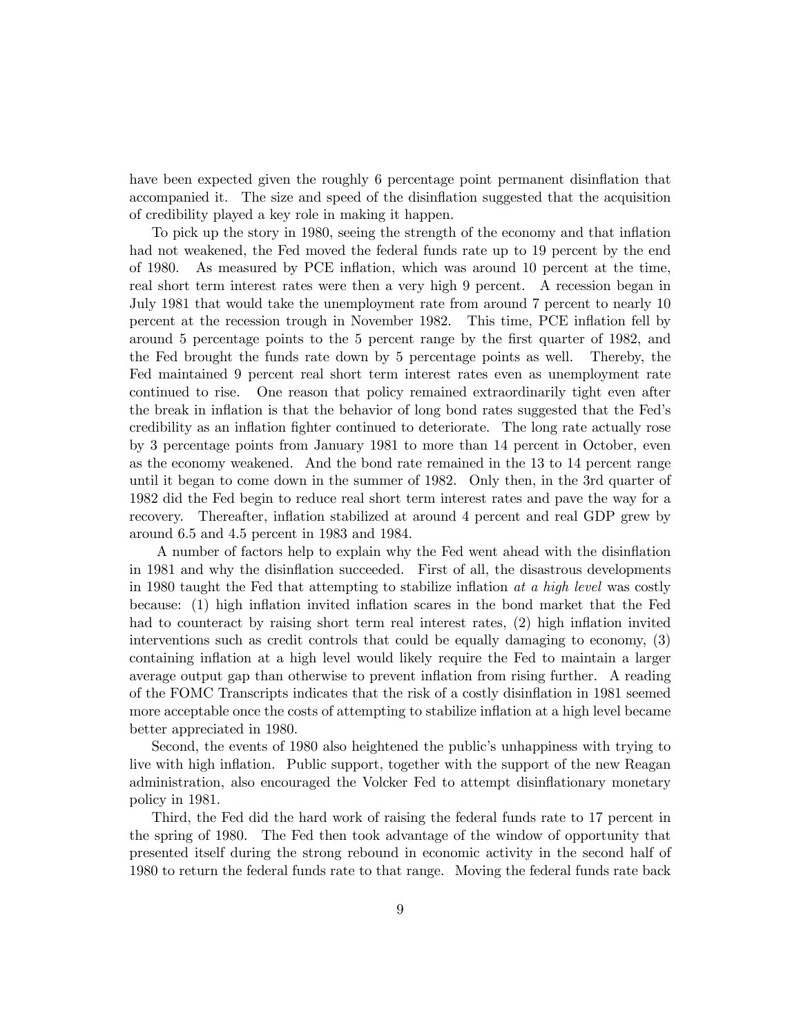have been expected given the roughly 6 percentage point permanent disinflation that accompanied it. The size and speed of the disinflation suggested that the acquisition of credibility played a key role in making it happen.

To pick up the story in 1980, seeing the strength of the economy and that inflation had not weakened, the Fed moved the federal funds rate up to 19 percent by the end of 1980. As measured by PCE inflation, which was around 10 percent at the time, real short term interest rates were then a very high 9 percent. A recession began in July 1981 that would take the unemployment rate from around 7 percent to nearly 10 percent at the recession trough in November 1982. This time, PCE inflation fell by around 5 percentage points to the 5 percent range by the first quarter of 1982, and the Fed brought the funds rate down by 5 percentage points as well. Thereby, the Fed maintained 9 percent real short term interest rates even as unemployment rate continued to rise. One reason that policy remained extraordinarily tight even after the break in inflation is that the behavior of long bond rates suggested that the Fed's credibility as an inflation fighter continued to deteriorate. The long rate actually rose by 3 percentage points from January 1981 to more than 14 percent in October, even as the economy weakened. And the bond rate remained in the 13 to 14 percent range until it began to come down in the summer of 1982. Only then, in the 3rd quarter of 1982 did the Fed begin to reduce real short term interest rates and pave the way for a recovery. Thereafter, inflation stabilized at around 4 percent and real GDP grew by around 6.5 and 4.5 percent in 1983 and 1984.

A number of factors help to explain why the Fed went ahead with the disinflation in 1981 and why the disinflation succeeded. First of all, the disastrous developments in 1980 taught the Fed that attempting to stabilize inflation *at a high level* was costly because: (1) high inflation invited inflation scares in the bond market that the Fed had to counteract by raising short term real interest rates, (2) high inflation invited interventions such as credit controls that could be equally damaging to economy, (3) containing inflation at a high level would likely require the Fed to maintain a larger average output gap than otherwise to prevent inflation from rising further. A reading of the FOMC Transcripts indicates that the risk of a costly disinflation in 1981 seemed more acceptable once the costs of attempting to stabilize inflation at a high level became better appreciated in 1980.

Second, the events of 1980 also heightened the public's unhappiness with trying to live with high inflation. Public support, together with the support of the new Reagan administration, also encouraged the Volcker Fed to attempt disinflationary monetary policy in 1981.

Third, the Fed did the hard work of raising the federal funds rate to 17 percent in the spring of 1980. The Fed then took advantage of the window of opportunity that presented itself during the strong rebound in economic activity in the second half of 1980 to return the federal funds rate to that range. Moving the federal funds rate back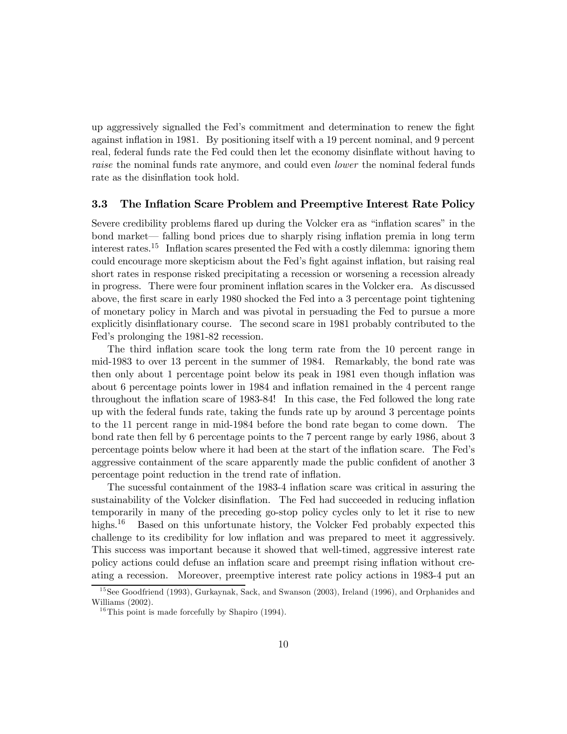up aggressively signalled the Fed's commitment and determination to renew the fight against inflation in 1981. By positioning itself with a 19 percent nominal, and 9 percent real, federal funds rate the Fed could then let the economy disinflate without having to *raise* the nominal funds rate anymore, and could even *lower* the nominal federal funds rate as the disinflation took hold.

### 3.3 The Inflation Scare Problem and Preemptive Interest Rate Policy

Severe credibility problems flared up during the Volcker era as "inflation scares" in the bond market— falling bond prices due to sharply rising inflation premia in long term interest rates.[15] Inflation scares presented the Fed with a costly dilemma: ignoring them could encourage more skepticism about the Fed's fight against inflation, but raising real short rates in response risked precipitating a recession or worsening a recession already in progress. There were four prominent inflation scares in the Volcker era. As discussed above, the first scare in early 1980 shocked the Fed into a 3 percentage point tightening of monetary policy in March and was pivotal in persuading the Fed to pursue a more explicitly disinflationary course. The second scare in 1981 probably contributed to the Fed's prolonging the 1981-82 recession.

The third inflation scare took the long term rate from the 10 percent range in mid-1983 to over 13 percent in the summer of 1984. Remarkably, the bond rate was then only about 1 percentage point below its peak in 1981 even though inflation was about 6 percentage points lower in 1984 and inflation remained in the 4 percent range throughout the inflation scare of 1983-84! In this case, the Fed followed the long rate up with the federal funds rate, taking the funds rate up by around 3 percentage points to the 11 percent range in mid-1984 before the bond rate began to come down. The bond rate then fell by 6 percentage points to the 7 percent range by early 1986, about 3 percentage points below where it had been at the start of the inflation scare. The Fed's aggressive containment of the scare apparently made the public confident of another 3 percentage point reduction in the trend rate of inflation.

The sucessful containment of the 1983-4 inflation scare was critical in assuring the sustainability of the Volcker disinflation. The Fed had succeeded in reducing inflation temporarily in many of the preceding go-stop policy cycles only to let it rise to new highs.[16] Based on this unfortunate history, the Volcker Fed probably expected this challenge to its credibility for low inflation and was prepared to meet it aggressively. This success was important because it showed that well-timed, aggressive interest rate policy actions could defuse an inflation scare and preempt rising inflation without creating a recession. Moreover, preemptive interest rate policy actions in 1983-4 put an

[15] See Goodfriend (1993), Gurkaynak, Sack, and Swanson (2003), Ireland (1996), and Orphanides and Williams (2002).

[16] This point is made forcefully by Shapiro (1994).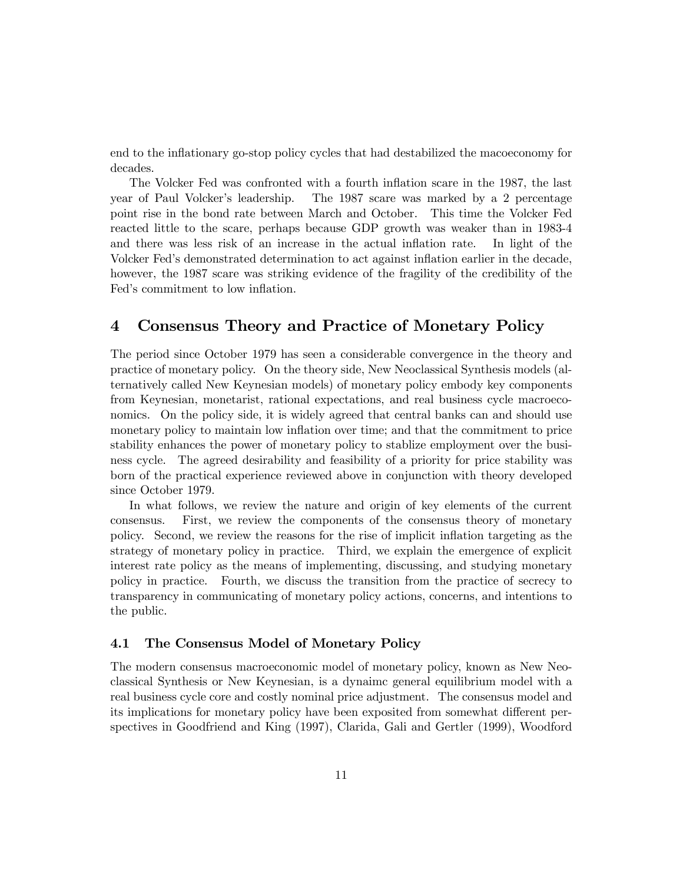end to the inflationary go-stop policy cycles that had destabilized the macoeconomy for decades.

The Volcker Fed was confronted with a fourth inflation scare in the 1987, the last year of Paul Volcker's leadership. The 1987 scare was marked by a 2 percentage point rise in the bond rate between March and October. This time the Volcker Fed reacted little to the scare, perhaps because GDP growth was weaker than in 1983-4 and there was less risk of an increase in the actual inflation rate. In light of the Volcker Fed's demonstrated determination to act against inflation earlier in the decade, however, the 1987 scare was striking evidence of the fragility of the credibility of the Fed's commitment to low inflation.

# 4 Consensus Theory and Practice of Monetary Policy

The period since October 1979 has seen a considerable convergence in the theory and practice of monetary policy. On the theory side, New Neoclassical Synthesis models (alternatively called New Keynesian models) of monetary policy embody key components from Keynesian, monetarist, rational expectations, and real business cycle macroeconomics. On the policy side, it is widely agreed that central banks can and should use monetary policy to maintain low inflation over time; and that the commitment to price stability enhances the power of monetary policy to stablize employment over the business cycle. The agreed desirability and feasibility of a priority for price stability was born of the practical experience reviewed above in conjunction with theory developed since October 1979.

In what follows, we review the nature and origin of key elements of the current consensus. First, we review the components of the consensus theory of monetary policy. Second, we review the reasons for the rise of implicit inflation targeting as the strategy of monetary policy in practice. Third, we explain the emergence of explicit interest rate policy as the means of implementing, discussing, and studying monetary policy in practice. Fourth, we discuss the transition from the practice of secrecy to transparency in communicating of monetary policy actions, concerns, and intentions to the public.

## 4.1 The Consensus Model of Monetary Policy

The modern consensus macroeconomic model of monetary policy, known as New Neoclassical Synthesis or New Keynesian, is a dynaimc general equilibrium model with a real business cycle core and costly nominal price adjustment. The consensus model and its implications for monetary policy have been exposited from somewhat different perspectives in Goodfriend and King (1997), Clarida, Gali and Gertler (1999), Woodford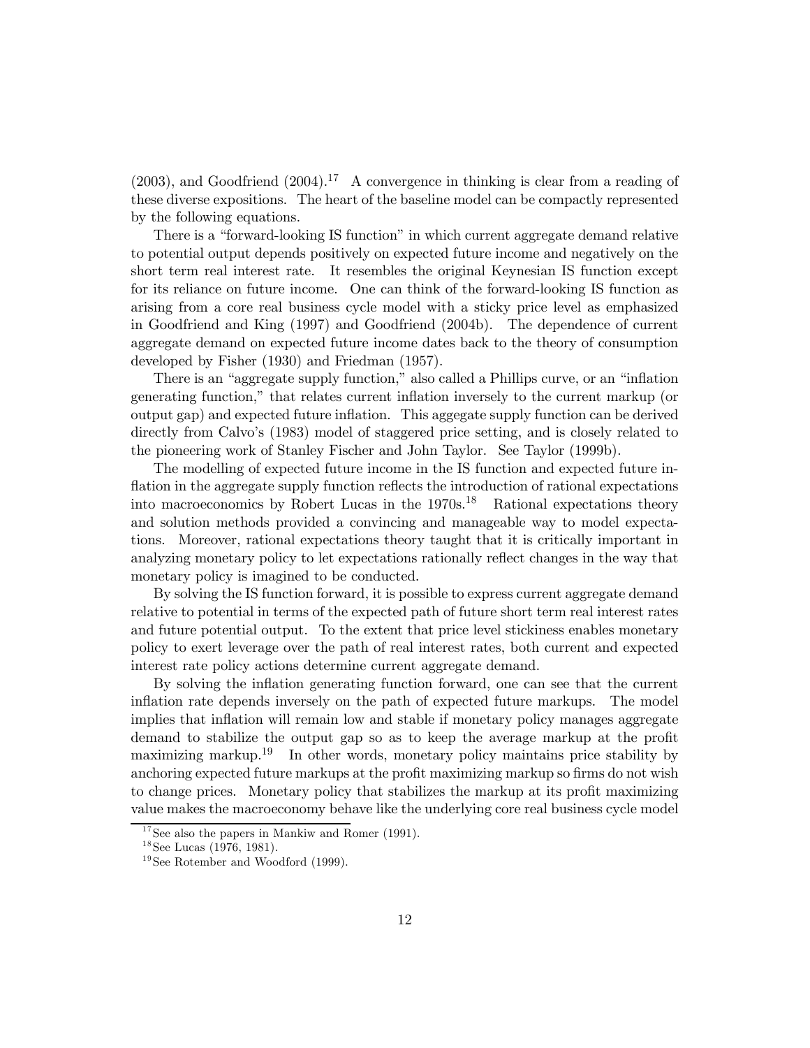(2003), and Goodfriend (2004).[17] A convergence in thinking is clear from a reading of these diverse expositions. The heart of the baseline model can be compactly represented by the following equations.

There is a "forward-looking IS function" in which current aggregate demand relative to potential output depends positively on expected future income and negatively on the short term real interest rate. It resembles the original Keynesian IS function except for its reliance on future income. One can think of the forward-looking IS function as arising from a core real business cycle model with a sticky price level as emphasized in Goodfriend and King (1997) and Goodfriend (2004b). The dependence of current aggregate demand on expected future income dates back to the theory of consumption developed by Fisher (1930) and Friedman (1957).

There is an "aggregate supply function," also called a Phillips curve, or an "inflation generating function," that relates current inflation inversely to the current markup (or output gap) and expected future inflation. This aggegate supply function can be derived directly from Calvo's (1983) model of staggered price setting, and is closely related to the pioneering work of Stanley Fischer and John Taylor. See Taylor (1999b).

The modelling of expected future income in the IS function and expected future inflation in the aggregate supply function reflects the introduction of rational expectations into macroeconomics by Robert Lucas in the 1970s.[18] Rational expectations theory and solution methods provided a convincing and manageable way to model expectations. Moreover, rational expectations theory taught that it is critically important in analyzing monetary policy to let expectations rationally reflect changes in the way that monetary policy is imagined to be conducted.

By solving the IS function forward, it is possible to express current aggregate demand relative to potential in terms of the expected path of future short term real interest rates and future potential output. To the extent that price level stickiness enables monetary policy to exert leverage over the path of real interest rates, both current and expected interest rate policy actions determine current aggregate demand.

By solving the inflation generating function forward, one can see that the current inflation rate depends inversely on the path of expected future markups. The model implies that inflation will remain low and stable if monetary policy manages aggregate demand to stabilize the output gap so as to keep the average markup at the profit maximizing markup.[19] In other words, monetary policy maintains price stability by anchoring expected future markups at the profit maximizing markup so firms do not wish to change prices. Monetary policy that stabilizes the markup at its profit maximizing value makes the macroeconomy behave like the underlying core real business cycle model

[17] See also the papers in Mankiw and Romer (1991).

[18] See Lucas (1976, 1981).

[19] See Rotember and Woodford (1999).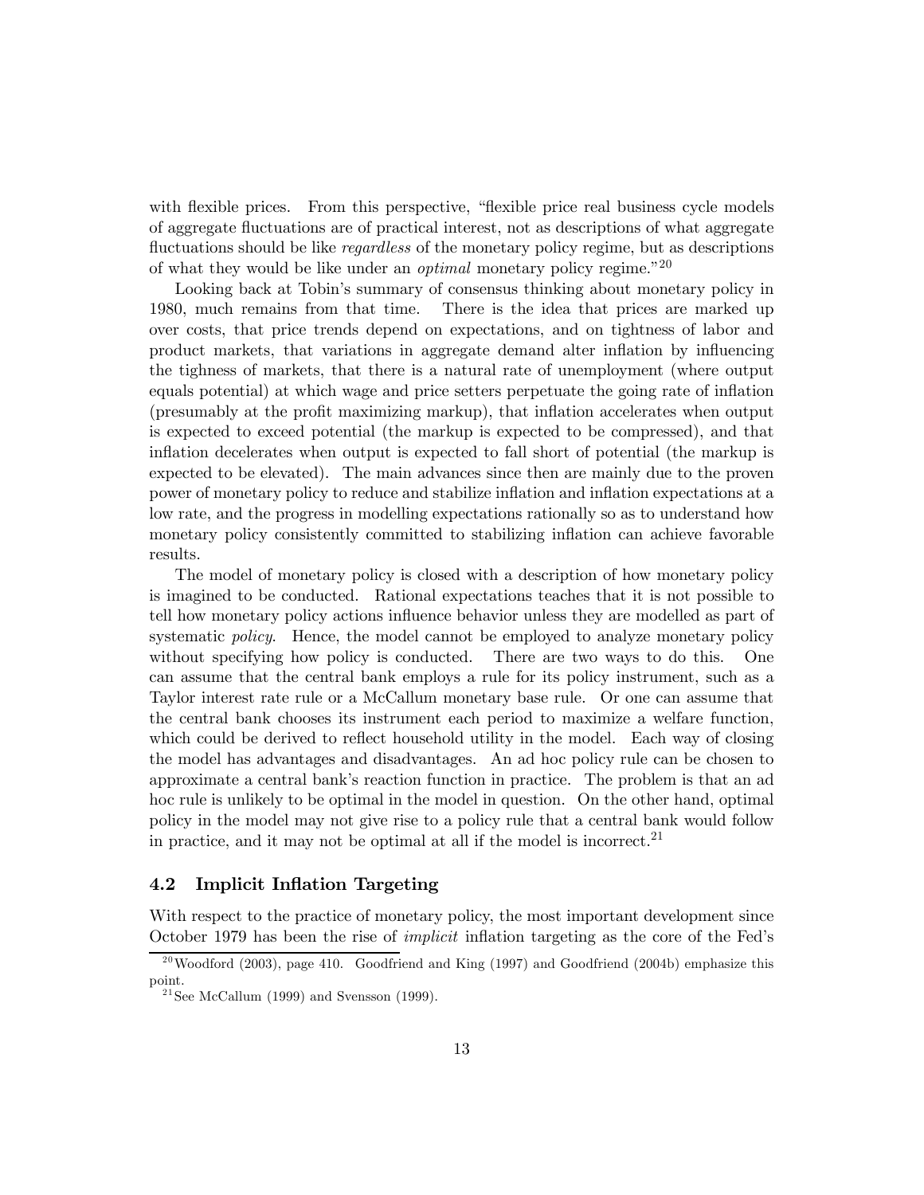with flexible prices. From this perspective, "flexible price real business cycle models of aggregate fluctuations are of practical interest, not as descriptions of what aggregate fluctuations should be like *regardless* of the monetary policy regime, but as descriptions of what they would be like under an *optimal* monetary policy regime."[20]

Looking back at Tobin's summary of consensus thinking about monetary policy in 1980, much remains from that time. There is the idea that prices are marked up over costs, that price trends depend on expectations, and on tightness of labor and product markets, that variations in aggregate demand alter inflation by influencing the tighness of markets, that there is a natural rate of unemployment (where output equals potential) at which wage and price setters perpetuate the going rate of inflation (presumably at the profit maximizing markup), that inflation accelerates when output is expected to exceed potential (the markup is expected to be compressed), and that inflation decelerates when output is expected to fall short of potential (the markup is expected to be elevated). The main advances since then are mainly due to the proven power of monetary policy to reduce and stabilize inflation and inflation expectations at a low rate, and the progress in modelling expectations rationally so as to understand how monetary policy consistently committed to stabilizing inflation can achieve favorable results.

The model of monetary policy is closed with a description of how monetary policy is imagined to be conducted. Rational expectations teaches that it is not possible to tell how monetary policy actions influence behavior unless they are modelled as part of systematic *policy*. Hence, the model cannot be employed to analyze monetary policy without specifying how policy is conducted. There are two ways to do this. One can assume that the central bank employs a rule for its policy instrument, such as a Taylor interest rate rule or a McCallum monetary base rule. Or one can assume that the central bank chooses its instrument each period to maximize a welfare function, which could be derived to reflect household utility in the model. Each way of closing the model has advantages and disadvantages. An ad hoc policy rule can be chosen to approximate a central bank's reaction function in practice. The problem is that an ad hoc rule is unlikely to be optimal in the model in question. On the other hand, optimal policy in the model may not give rise to a policy rule that a central bank would follow in practice, and it may not be optimal at all if the model is incorrect.[21]

## 4.2 Implicit Inflation Targeting

With respect to the practice of monetary policy, the most important development since October 1979 has been the rise of *implicit* inflation targeting as the core of the Fed's

[20] Woodford (2003), page 410. Goodfriend and King (1997) and Goodfriend (2004b) emphasize this point.

[21] See McCallum (1999) and Svensson (1999).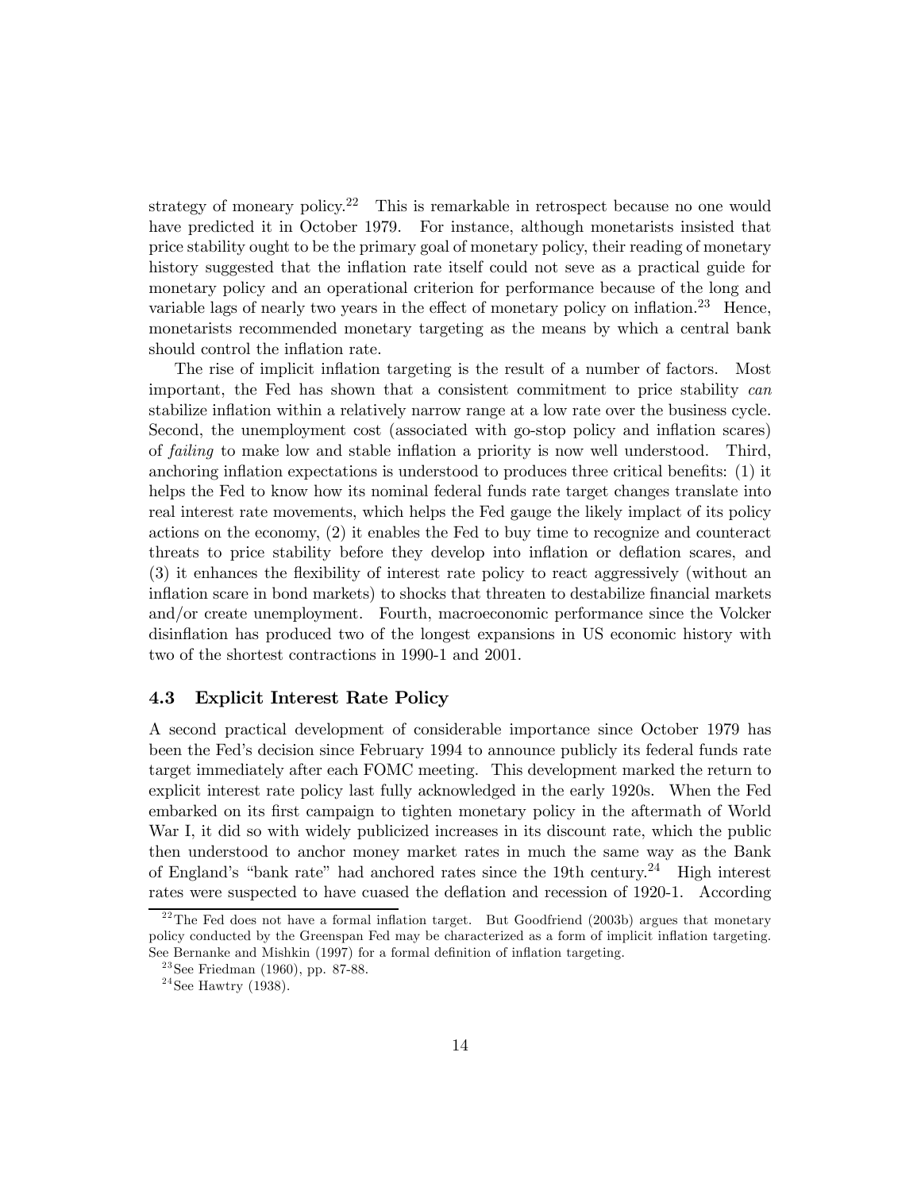strategy of moneary policy.[22] This is remarkable in retrospect because no one would have predicted it in October 1979. For instance, although monetarists insisted that price stability ought to be the primary goal of monetary policy, their reading of monetary history suggested that the inflation rate itself could not seve as a practical guide for monetary policy and an operational criterion for performance because of the long and variable lags of nearly two years in the effect of monetary policy on inflation.[23] Hence, monetarists recommended monetary targeting as the means by which a central bank should control the inflation rate.

The rise of implicit inflation targeting is the result of a number of factors. Most important, the Fed has shown that a consistent commitment to price stability *can* stabilize inflation within a relatively narrow range at a low rate over the business cycle. Second, the unemployment cost (associated with go-stop policy and inflation scares) of *failing* to make low and stable inflation a priority is now well understood. Third, anchoring inflation expectations is understood to produces three critical benefits: (1) it helps the Fed to know how its nominal federal funds rate target changes translate into real interest rate movements, which helps the Fed gauge the likely implact of its policy actions on the economy, (2) it enables the Fed to buy time to recognize and counteract threats to price stability before they develop into inflation or deflation scares, and (3) it enhances the flexibility of interest rate policy to react aggressively (without an inflation scare in bond markets) to shocks that threaten to destabilize financial markets and/or create unemployment. Fourth, macroeconomic performance since the Volcker disinflation has produced two of the longest expansions in US economic history with two of the shortest contractions in 1990-1 and 2001.

### 4.3 Explicit Interest Rate Policy

A second practical development of considerable importance since October 1979 has been the Fed's decision since February 1994 to announce publicly its federal funds rate target immediately after each FOMC meeting. This development marked the return to explicit interest rate policy last fully acknowledged in the early 1920s. When the Fed embarked on its first campaign to tighten monetary policy in the aftermath of World War I, it did so with widely publicized increases in its discount rate, which the public then understood to anchor money market rates in much the same way as the Bank of England's "bank rate" had anchored rates since the 19th century.[24] High interest rates were suspected to have cuased the deflation and recession of 1920-1. According

[22] The Fed does not have a formal inflation target. But Goodfriend (2003b) argues that monetary policy conducted by the Greenspan Fed may be characterized as a form of implicit inflation targeting. See Bernanke and Mishkin (1997) for a formal definition of inflation targeting.

[23] See Friedman (1960), pp. 87-88.

[24] See Hawtry (1938).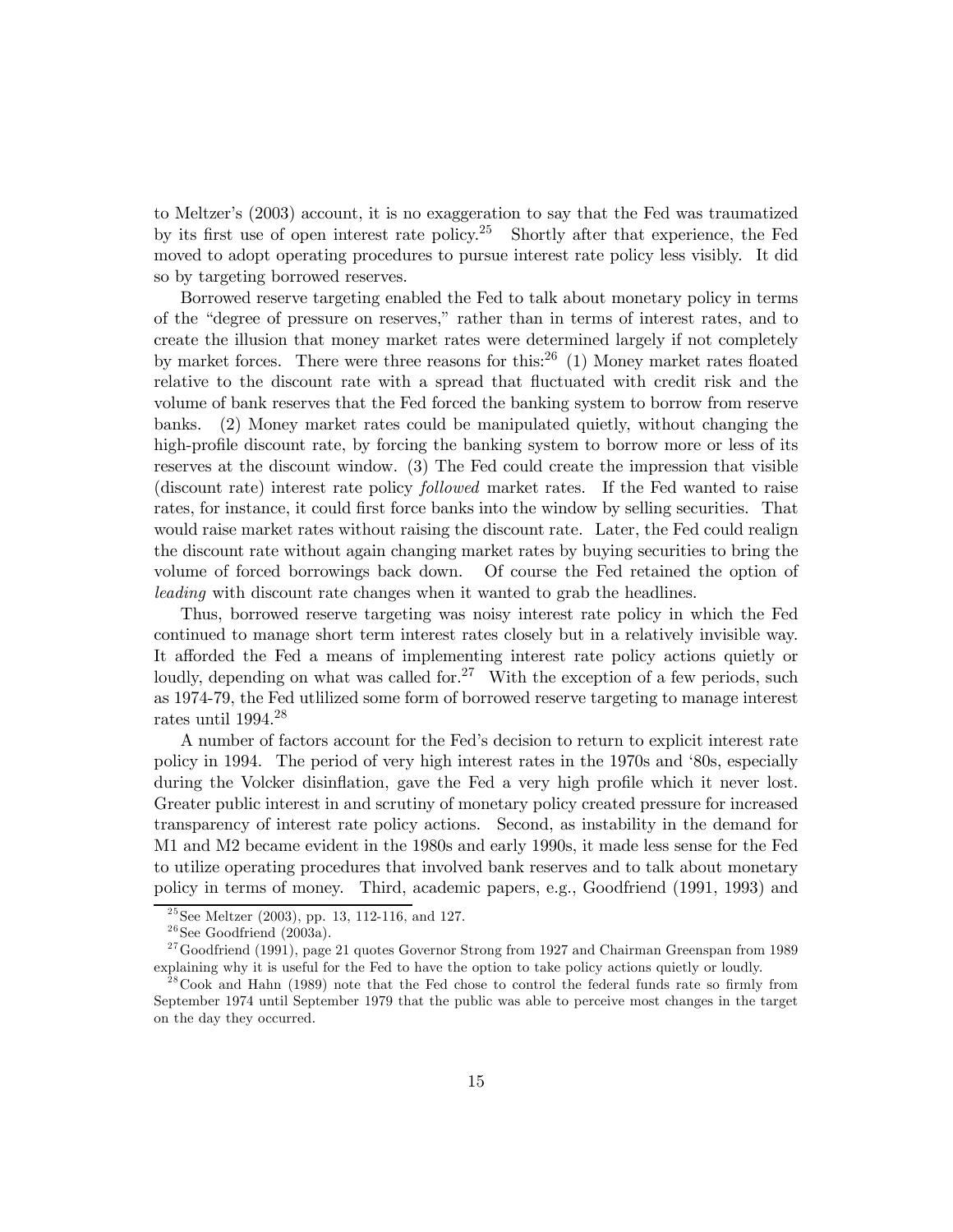to Meltzer's (2003) account, it is no exaggeration to say that the Fed was traumatized by its first use of open interest rate policy.[25] Shortly after that experience, the Fed moved to adopt operating procedures to pursue interest rate policy less visibly. It did so by targeting borrowed reserves.

Borrowed reserve targeting enabled the Fed to talk about monetary policy in terms of the "degree of pressure on reserves," rather than in terms of interest rates, and to create the illusion that money market rates were determined largely if not completely by market forces. There were three reasons for this:[26] (1) Money market rates floated relative to the discount rate with a spread that fluctuated with credit risk and the volume of bank reserves that the Fed forced the banking system to borrow from reserve banks. (2) Money market rates could be manipulated quietly, without changing the high-profile discount rate, by forcing the banking system to borrow more or less of its reserves at the discount window. (3) The Fed could create the impression that visible (discount rate) interest rate policy *followed* market rates. If the Fed wanted to raise rates, for instance, it could first force banks into the window by selling securities. That would raise market rates without raising the discount rate. Later, the Fed could realign the discount rate without again changing market rates by buying securities to bring the volume of forced borrowings back down. Of course the Fed retained the option of *leading* with discount rate changes when it wanted to grab the headlines.

Thus, borrowed reserve targeting was noisy interest rate policy in which the Fed continued to manage short term interest rates closely but in a relatively invisible way. It afforded the Fed a means of implementing interest rate policy actions quietly or loudly, depending on what was called for.[27] With the exception of a few periods, such as 1974-79, the Fed utlilized some form of borrowed reserve targeting to manage interest rates until 1994.[28]

A number of factors account for the Fed's decision to return to explicit interest rate policy in 1994. The period of very high interest rates in the 1970s and '80s, especially during the Volcker disinflation, gave the Fed a very high profile which it never lost. Greater public interest in and scrutiny of monetary policy created pressure for increased transparency of interest rate policy actions. Second, as instability in the demand for M1 and M2 became evident in the 1980s and early 1990s, it made less sense for the Fed to utilize operating procedures that involved bank reserves and to talk about monetary policy in terms of money. Third, academic papers, e.g., Goodfriend (1991, 1993) and

[25] See Meltzer (2003), pp. 13, 112-116, and 127.

[26] See Goodfriend (2003a).

[27] Goodfriend (1991), page 21 quotes Governor Strong from 1927 and Chairman Greenspan from 1989 explaining why it is useful for the Fed to have the option to take policy actions quietly or loudly.

[28] Cook and Hahn (1989) note that the Fed chose to control the federal funds rate so firmly from September 1974 until September 1979 that the public was able to perceive most changes in the target on the day they occurred.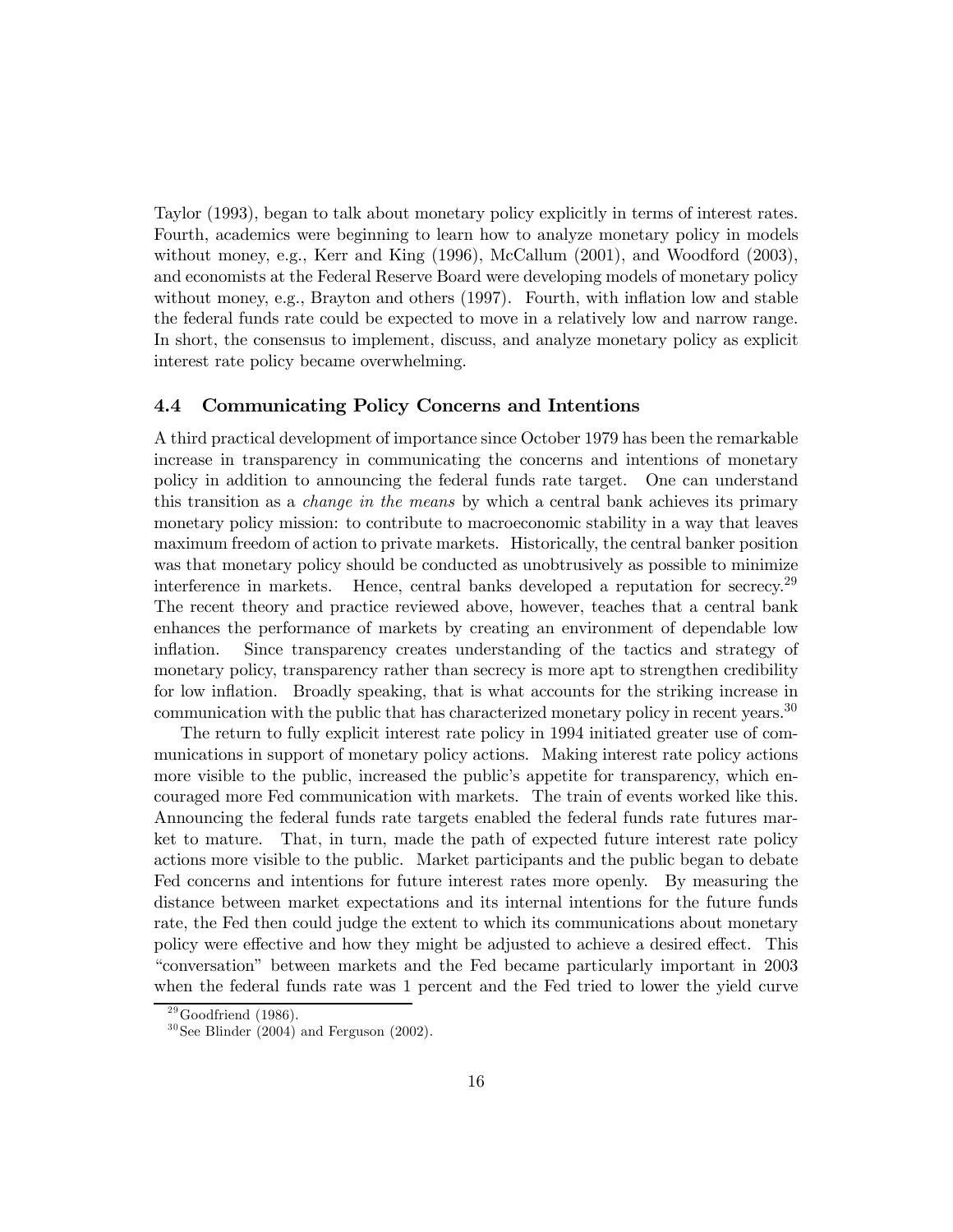Taylor (1993), began to talk about monetary policy explicitly in terms of interest rates. Fourth, academics were beginning to learn how to analyze monetary policy in models without money, e.g., Kerr and King (1996), McCallum (2001), and Woodford (2003), and economists at the Federal Reserve Board were developing models of monetary policy without money, e.g., Brayton and others (1997). Fourth, with inflation low and stable the federal funds rate could be expected to move in a relatively low and narrow range. In short, the consensus to implement, discuss, and analyze monetary policy as explicit interest rate policy became overwhelming.

### 4.4 Communicating Policy Concerns and Intentions

A third practical development of importance since October 1979 has been the remarkable increase in transparency in communicating the concerns and intentions of monetary policy in addition to announcing the federal funds rate target. One can understand this transition as a *change in the means* by which a central bank achieves its primary monetary policy mission: to contribute to macroeconomic stability in a way that leaves maximum freedom of action to private markets. Historically, the central banker position was that monetary policy should be conducted as unobtrusively as possible to minimize interference in markets. Hence, central banks developed a reputation for secrecy.[29] The recent theory and practice reviewed above, however, teaches that a central bank enhances the performance of markets by creating an environment of dependable low inflation. Since transparency creates understanding of the tactics and strategy of monetary policy, transparency rather than secrecy is more apt to strengthen credibility for low inflation. Broadly speaking, that is what accounts for the striking increase in communication with the public that has characterized monetary policy in recent years.[30]

The return to fully explicit interest rate policy in 1994 initiated greater use of communications in support of monetary policy actions. Making interest rate policy actions more visible to the public, increased the public's appetite for transparency, which encouraged more Fed communication with markets. The train of events worked like this. Announcing the federal funds rate targets enabled the federal funds rate futures market to mature. That, in turn, made the path of expected future interest rate policy actions more visible to the public. Market participants and the public began to debate Fed concerns and intentions for future interest rates more openly. By measuring the distance between market expectations and its internal intentions for the future funds rate, the Fed then could judge the extent to which its communications about monetary policy were effective and how they might be adjusted to achieve a desired effect. This "conversation" between markets and the Fed became particularly important in 2003 when the federal funds rate was 1 percent and the Fed tried to lower the yield curve

[29] Goodfriend (1986).

[30] See Blinder (2004) and Ferguson (2002).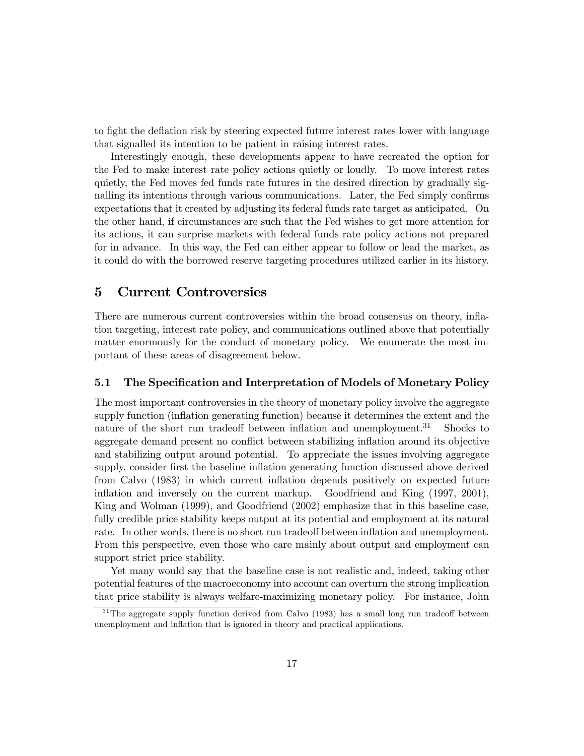to fight the deflation risk by steering expected future interest rates lower with language that signalled its intention to be patient in raising interest rates.

Interestingly enough, these developments appear to have recreated the option for the Fed to make interest rate policy actions quietly or loudly. To move interest rates quietly, the Fed moves fed funds rate futures in the desired direction by gradually signalling its intentions through various communications. Later, the Fed simply confirms expectations that it created by adjusting its federal funds rate target as anticipated. On the other hand, if circumstances are such that the Fed wishes to get more attention for its actions, it can surprise markets with federal funds rate policy actions not prepared for in advance. In this way, the Fed can either appear to follow or lead the market, as it could do with the borrowed reserve targeting procedures utilized earlier in its history.

## 5 Current Controversies

There are numerous current controversies within the broad consensus on theory, inflation targeting, interest rate policy, and communications outlined above that potentially matter enormously for the conduct of monetary policy. We enumerate the most important of these areas of disagreement below.

### 5.1 The Specification and Interpretation of Models of Monetary Policy

The most important controversies in the theory of monetary policy involve the aggregate supply function (inflation generating function) because it determines the extent and the nature of the short run tradeoff between inflation and unemployment.[31] Shocks to aggregate demand present no conflict between stabilizing inflation around its objective and stabilizing output around potential. To appreciate the issues involving aggregate supply, consider first the baseline inflation generating function discussed above derived from Calvo (1983) in which current inflation depends positively on expected future inflation and inversely on the current markup. Goodfriend and King (1997, 2001), King and Wolman (1999), and Goodfriend (2002) emphasize that in this baseline case, fully credible price stability keeps output at its potential and employment at its natural rate. In other words, there is no short run tradeoff between inflation and unemployment. From this perspective, even those who care mainly about output and employment can support strict price stability.

Yet many would say that the baseline case is not realistic and, indeed, taking other potential features of the macroeconomy into account can overturn the strong implication that price stability is always welfare-maximizing monetary policy. For instance, John

[31] The aggregate supply function derived from Calvo (1983) has a small long run tradeoff between unemployment and inflation that is ignored in theory and practical applications.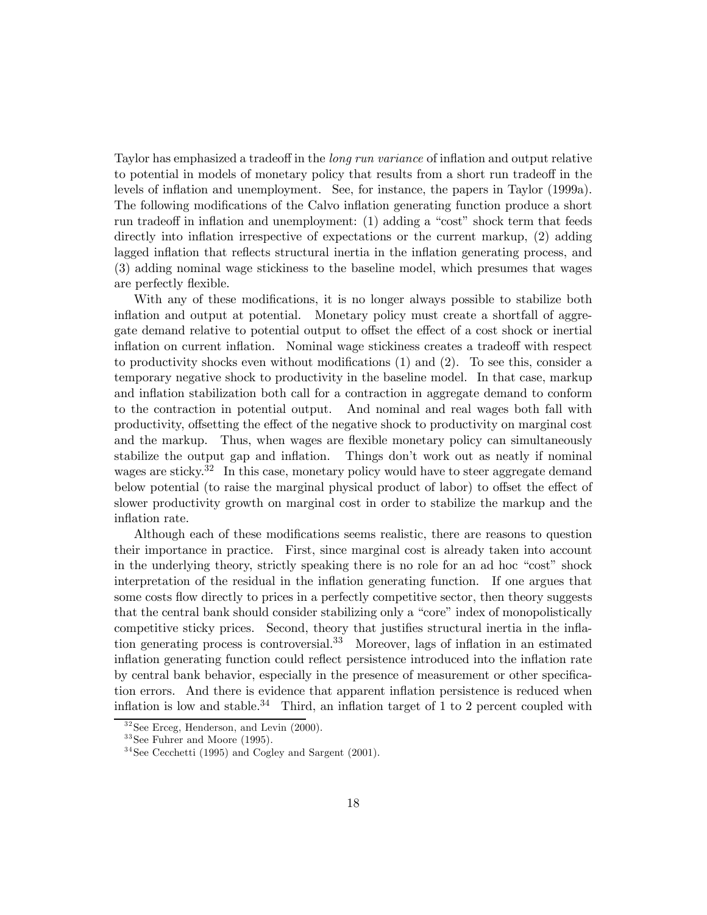Taylor has emphasized a tradeoff in the *long run variance* of inflation and output relative to potential in models of monetary policy that results from a short run tradeoff in the levels of inflation and unemployment. See, for instance, the papers in Taylor (1999a). The following modifications of the Calvo inflation generating function produce a short run tradeoff in inflation and unemployment: (1) adding a "cost" shock term that feeds directly into inflation irrespective of expectations or the current markup, (2) adding lagged inflation that reflects structural inertia in the inflation generating process, and (3) adding nominal wage stickiness to the baseline model, which presumes that wages are perfectly flexible.

With any of these modifications, it is no longer always possible to stabilize both inflation and output at potential. Monetary policy must create a shortfall of aggregate demand relative to potential output to offset the effect of a cost shock or inertial inflation on current inflation. Nominal wage stickiness creates a tradeoff with respect to productivity shocks even without modifications (1) and (2). To see this, consider a temporary negative shock to productivity in the baseline model. In that case, markup and inflation stabilization both call for a contraction in aggregate demand to conform to the contraction in potential output. And nominal and real wages both fall with productivity, offsetting the effect of the negative shock to productivity on marginal cost and the markup. Thus, when wages are flexible monetary policy can simultaneously stabilize the output gap and inflation. Things don't work out as neatly if nominal wages are sticky.[32] In this case, monetary policy would have to steer aggregate demand below potential (to raise the marginal physical product of labor) to offset the effect of slower productivity growth on marginal cost in order to stabilize the markup and the inflation rate.

Although each of these modifications seems realistic, there are reasons to question their importance in practice. First, since marginal cost is already taken into account in the underlying theory, strictly speaking there is no role for an ad hoc "cost" shock interpretation of the residual in the inflation generating function. If one argues that some costs flow directly to prices in a perfectly competitive sector, then theory suggests that the central bank should consider stabilizing only a "core" index of monopolistically competitive sticky prices. Second, theory that justifies structural inertia in the inflation generating process is controversial.[33] Moreover, lags of inflation in an estimated inflation generating function could reflect persistence introduced into the inflation rate by central bank behavior, especially in the presence of measurement or other specification errors. And there is evidence that apparent inflation persistence is reduced when inflation is low and stable.[34] Third, an inflation target of 1 to 2 percent coupled with

[32] See Erceg, Henderson, and Levin (2000).

[33] See Fuhrer and Moore (1995).

[34] See Cecchetti (1995) and Cogley and Sargent (2001).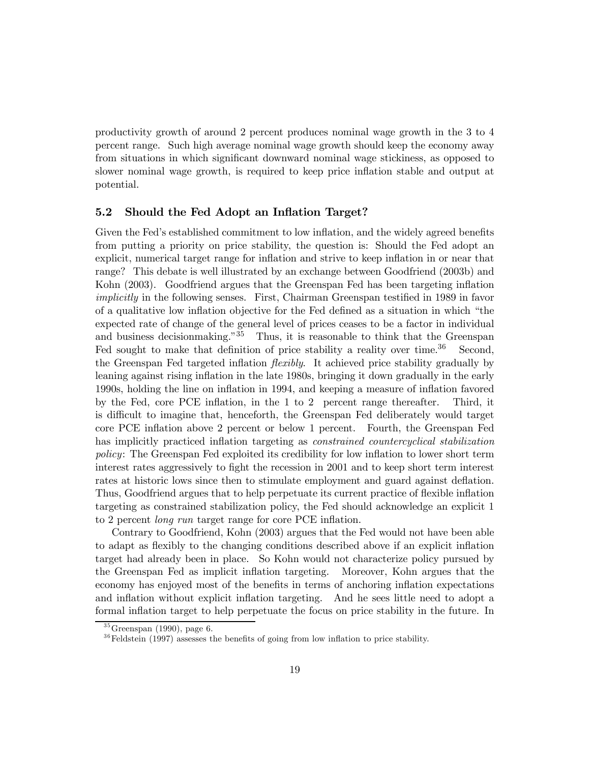productivity growth of around 2 percent produces nominal wage growth in the 3 to 4 percent range. Such high average nominal wage growth should keep the economy away from situations in which significant downward nominal wage stickiness, as opposed to slower nominal wage growth, is required to keep price inflation stable and output at potential.

### 5.2 Should the Fed Adopt an Inflation Target?

Given the Fed's established commitment to low inflation, and the widely agreed benefits from putting a priority on price stability, the question is: Should the Fed adopt an explicit, numerical target range for inflation and strive to keep inflation in or near that range? This debate is well illustrated by an exchange between Goodfriend (2003b) and Kohn (2003). Goodfriend argues that the Greenspan Fed has been targeting inflation *implicitly* in the following senses. First, Chairman Greenspan testified in 1989 in favor of a qualitative low inflation objective for the Fed defined as a situation in which "the expected rate of change of the general level of prices ceases to be a factor in individual and business decisionmaking."[35] Thus, it is reasonable to think that the Greenspan Fed sought to make that definition of price stability a reality over time.[36] Second, the Greenspan Fed targeted inflation *flexibly*. It achieved price stability gradually by leaning against rising inflation in the late 1980s, bringing it down gradually in the early 1990s, holding the line on inflation in 1994, and keeping a measure of inflation favored by the Fed, core PCE inflation, in the 1 to 2 percent range thereafter. Third, it is difficult to imagine that, henceforth, the Greenspan Fed deliberately would target core PCE inflation above 2 percent or below 1 percent. Fourth, the Greenspan Fed has implicitly practiced inflation targeting as *constrained countercyclical stabilization policy*: The Greenspan Fed exploited its credibility for low inflation to lower short term interest rates aggressively to fight the recession in 2001 and to keep short term interest rates at historic lows since then to stimulate employment and guard against deflation. Thus, Goodfriend argues that to help perpetuate its current practice of flexible inflation targeting as constrained stabilization policy, the Fed should acknowledge an explicit 1 to 2 percent *long run* target range for core PCE inflation.

Contrary to Goodfriend, Kohn (2003) argues that the Fed would not have been able to adapt as flexibly to the changing conditions described above if an explicit inflation target had already been in place. So Kohn would not characterize policy pursued by the Greenspan Fed as implicit inflation targeting. Moreover, Kohn argues that the economy has enjoyed most of the benefits in terms of anchoring inflation expectations and inflation without explicit inflation targeting. And he sees little need to adopt a formal inflation target to help perpetuate the focus on price stability in the future. In

[35] Greenspan (1990), page 6.

[36] Feldstein (1997) assesses the benefits of going from low inflation to price stability.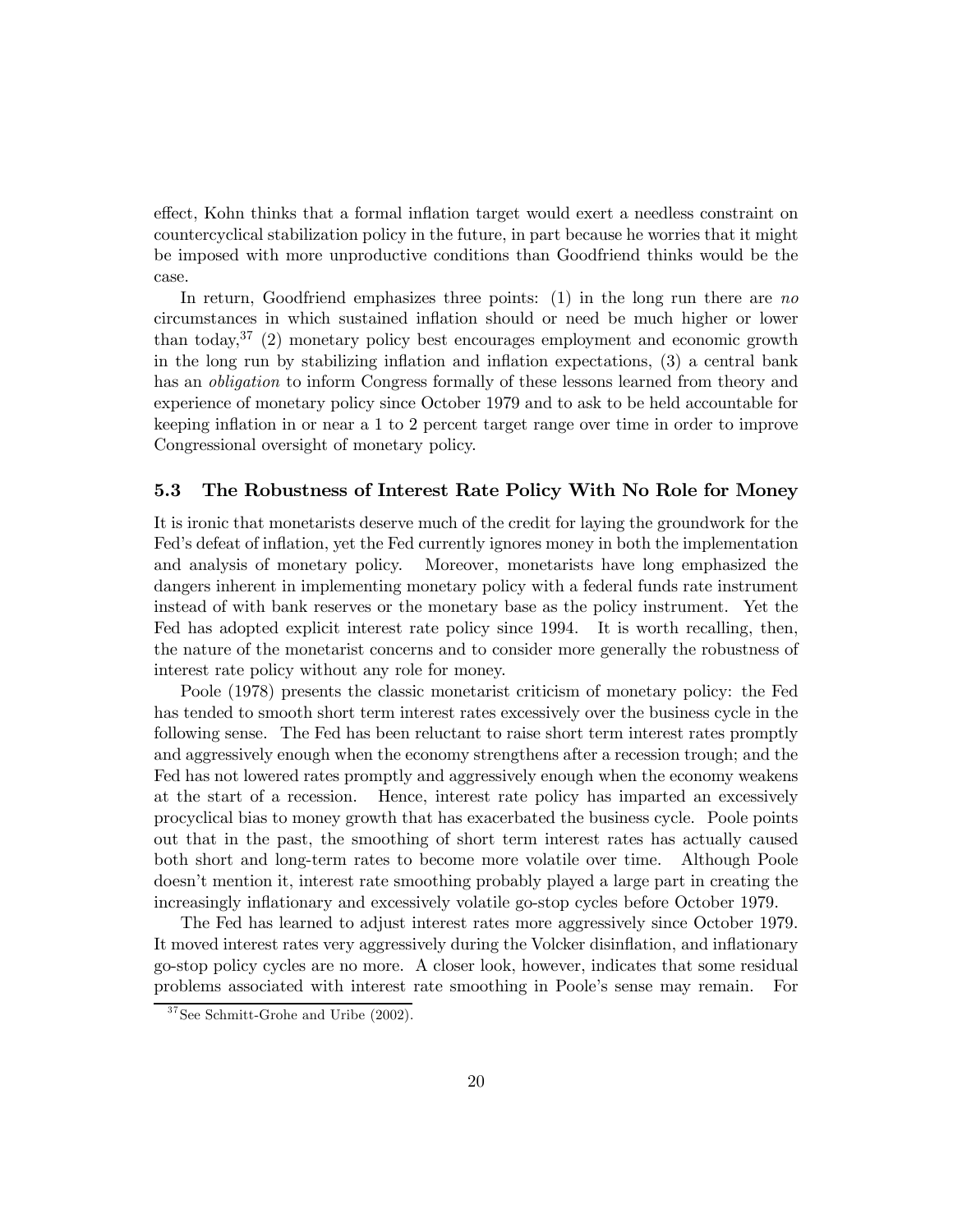effect, Kohn thinks that a formal inflation target would exert a needless constraint on countercyclical stabilization policy in the future, in part because he worries that it might be imposed with more unproductive conditions than Goodfriend thinks would be the case.

In return, Goodfriend emphasizes three points: (1) in the long run there are *no* circumstances in which sustained inflation should or need be much higher or lower than today,[37] (2) monetary policy best encourages employment and economic growth in the long run by stabilizing inflation and inflation expectations, (3) a central bank has an *obligation* to inform Congress formally of these lessons learned from theory and experience of monetary policy since October 1979 and to ask to be held accountable for keeping inflation in or near a 1 to 2 percent target range over time in order to improve Congressional oversight of monetary policy.

### 5.3 The Robustness of Interest Rate Policy With No Role for Money

It is ironic that monetarists deserve much of the credit for laying the groundwork for the Fed's defeat of inflation, yet the Fed currently ignores money in both the implementation and analysis of monetary policy. Moreover, monetarists have long emphasized the dangers inherent in implementing monetary policy with a federal funds rate instrument instead of with bank reserves or the monetary base as the policy instrument. Yet the Fed has adopted explicit interest rate policy since 1994. It is worth recalling, then, the nature of the monetarist concerns and to consider more generally the robustness of interest rate policy without any role for money.

Poole (1978) presents the classic monetarist criticism of monetary policy: the Fed has tended to smooth short term interest rates excessively over the business cycle in the following sense. The Fed has been reluctant to raise short term interest rates promptly and aggressively enough when the economy strengthens after a recession trough; and the Fed has not lowered rates promptly and aggressively enough when the economy weakens at the start of a recession. Hence, interest rate policy has imparted an excessively procyclical bias to money growth that has exacerbated the business cycle. Poole points out that in the past, the smoothing of short term interest rates has actually caused both short and long-term rates to become more volatile over time. Although Poole doesn't mention it, interest rate smoothing probably played a large part in creating the increasingly inflationary and excessively volatile go-stop cycles before October 1979.

The Fed has learned to adjust interest rates more aggressively since October 1979. It moved interest rates very aggressively during the Volcker disinflation, and inflationary go-stop policy cycles are no more. A closer look, however, indicates that some residual problems associated with interest rate smoothing in Poole's sense may remain. For

[37] See Schmitt-Grohe and Uribe (2002).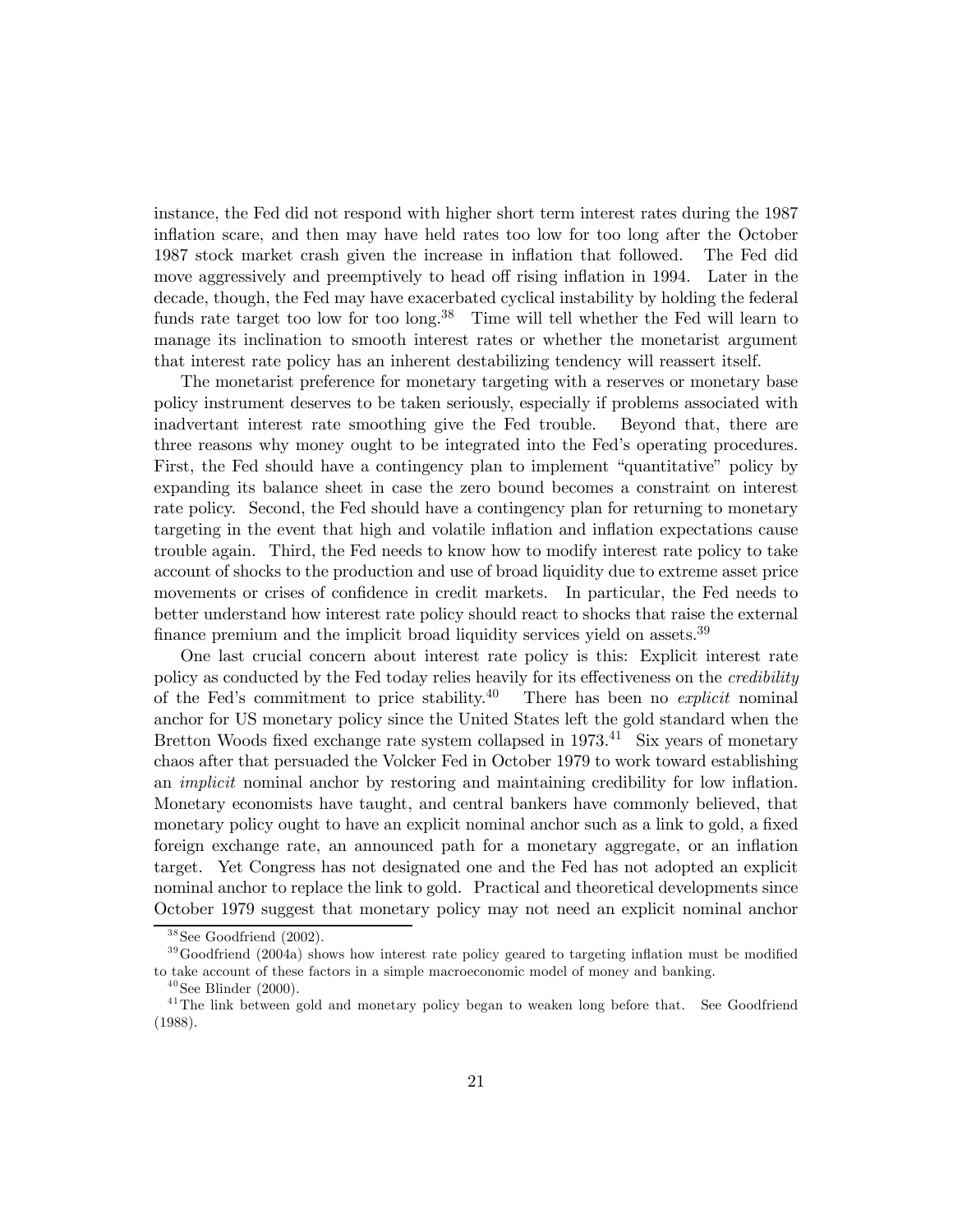instance, the Fed did not respond with higher short term interest rates during the 1987 inflation scare, and then may have held rates too low for too long after the October 1987 stock market crash given the increase in inflation that followed. The Fed did move aggressively and preemptively to head off rising inflation in 1994. Later in the decade, though, the Fed may have exacerbated cyclical instability by holding the federal funds rate target too low for too long.[38] Time will tell whether the Fed will learn to manage its inclination to smooth interest rates or whether the monetarist argument that interest rate policy has an inherent destabilizing tendency will reassert itself.

The monetarist preference for monetary targeting with a reserves or monetary base policy instrument deserves to be taken seriously, especially if problems associated with inadvertant interest rate smoothing give the Fed trouble. Beyond that, there are three reasons why money ought to be integrated into the Fed's operating procedures. First, the Fed should have a contingency plan to implement "quantitative" policy by expanding its balance sheet in case the zero bound becomes a constraint on interest rate policy. Second, the Fed should have a contingency plan for returning to monetary targeting in the event that high and volatile inflation and inflation expectations cause trouble again. Third, the Fed needs to know how to modify interest rate policy to take account of shocks to the production and use of broad liquidity due to extreme asset price movements or crises of confidence in credit markets. In particular, the Fed needs to better understand how interest rate policy should react to shocks that raise the external finance premium and the implicit broad liquidity services yield on assets.[39]

One last crucial concern about interest rate policy is this: Explicit interest rate policy as conducted by the Fed today relies heavily for its effectiveness on the *credibility* of the Fed's commitment to price stability.[40] There has been no *explicit* nominal anchor for US monetary policy since the United States left the gold standard when the Bretton Woods fixed exchange rate system collapsed in 1973.[41] Six years of monetary chaos after that persuaded the Volcker Fed in October 1979 to work toward establishing an *implicit* nominal anchor by restoring and maintaining credibility for low inflation. Monetary economists have taught, and central bankers have commonly believed, that monetary policy ought to have an explicit nominal anchor such as a link to gold, a fixed foreign exchange rate, an announced path for a monetary aggregate, or an inflation target. Yet Congress has not designated one and the Fed has not adopted an explicit nominal anchor to replace the link to gold. Practical and theoretical developments since October 1979 suggest that monetary policy may not need an explicit nominal anchor

[38] See Goodfriend (2002).

[39] Goodfriend (2004a) shows how interest rate policy geared to targeting inflation must be modified to take account of these factors in a simple macroeconomic model of money and banking.

[40] See Blinder (2000).

[41] The link between gold and monetary policy began to weaken long before that. See Goodfriend (1988).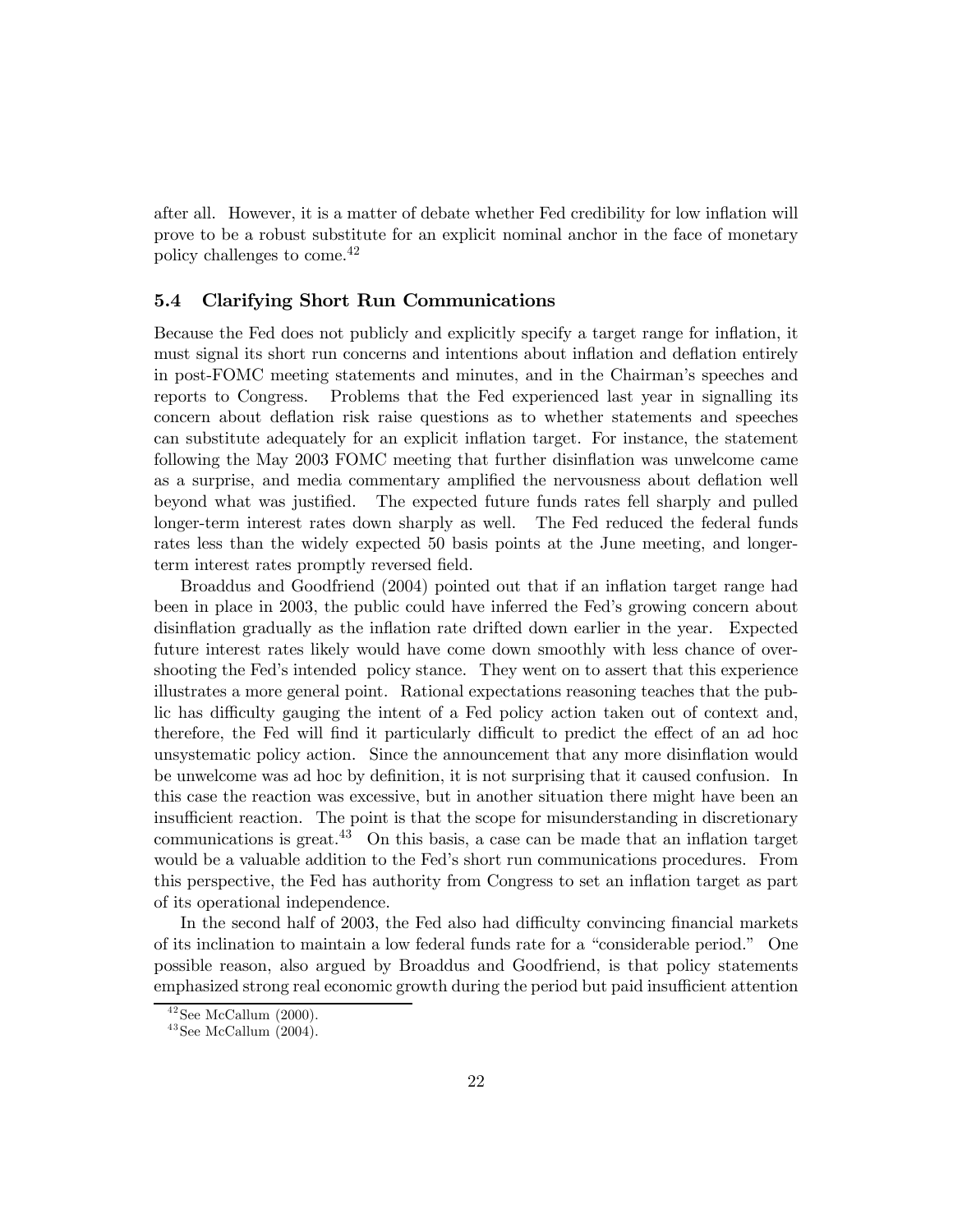after all. However, it is a matter of debate whether Fed credibility for low inflation will prove to be a robust substitute for an explicit nominal anchor in the face of monetary policy challenges to come.[42]

### 5.4 Clarifying Short Run Communications

Because the Fed does not publicly and explicitly specify a target range for inflation, it must signal its short run concerns and intentions about inflation and deflation entirely in post-FOMC meeting statements and minutes, and in the Chairman's speeches and reports to Congress. Problems that the Fed experienced last year in signalling its concern about deflation risk raise questions as to whether statements and speeches can substitute adequately for an explicit inflation target. For instance, the statement following the May 2003 FOMC meeting that further disinflation was unwelcome came as a surprise, and media commentary amplified the nervousness about deflation well beyond what was justified. The expected future funds rates fell sharply and pulled longer-term interest rates down sharply as well. The Fed reduced the federal funds rates less than the widely expected 50 basis points at the June meeting, and longer-term interest rates promptly reversed field.

Broaddus and Goodfriend (2004) pointed out that if an inflation target range had been in place in 2003, the public could have inferred the Fed's growing concern about disinflation gradually as the inflation rate drifted down earlier in the year. Expected future interest rates likely would have come down smoothly with less chance of overshooting the Fed's intended policy stance. They went on to assert that this experience illustrates a more general point. Rational expectations reasoning teaches that the public has difficulty gauging the intent of a Fed policy action taken out of context and, therefore, the Fed will find it particularly difficult to predict the effect of an ad hoc unsystematic policy action. Since the announcement that any more disinflation would be unwelcome was ad hoc by definition, it is not surprising that it caused confusion. In this case the reaction was excessive, but in another situation there might have been an insufficient reaction. The point is that the scope for misunderstanding in discretionary communications is great.[43] On this basis, a case can be made that an inflation target would be a valuable addition to the Fed's short run communications procedures. From this perspective, the Fed has authority from Congress to set an inflation target as part of its operational independence.

In the second half of 2003, the Fed also had difficulty convincing financial markets of its inclination to maintain a low federal funds rate for a "considerable period." One possible reason, also argued by Broaddus and Goodfriend, is that policy statements emphasized strong real economic growth during the period but paid insufficient attention

[42] See McCallum (2000).

[43] See McCallum (2004).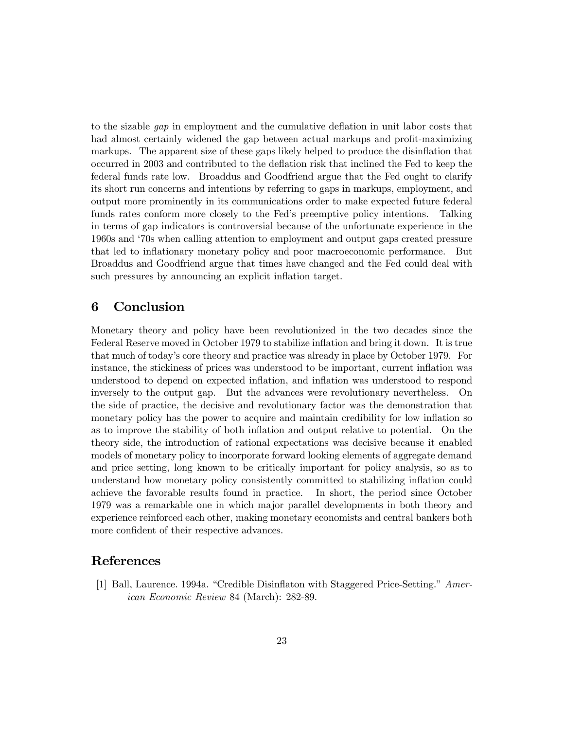to the sizable *gap* in employment and the cumulative deflation in unit labor costs that had almost certainly widened the gap between actual markups and profit-maximizing markups. The apparent size of these gaps likely helped to produce the disinflation that occurred in 2003 and contributed to the deflation risk that inclined the Fed to keep the federal funds rate low. Broaddus and Goodfriend argue that the Fed ought to clarify its short run concerns and intentions by referring to gaps in markups, employment, and output more prominently in its communications order to make expected future federal funds rates conform more closely to the Fed's preemptive policy intentions. Talking in terms of gap indicators is controversial because of the unfortunate experience in the 1960s and '70s when calling attention to employment and output gaps created pressure that led to inflationary monetary policy and poor macroeconomic performance. But Broaddus and Goodfriend argue that times have changed and the Fed could deal with such pressures by announcing an explicit inflation target.

## 6 Conclusion

Monetary theory and policy have been revolutionized in the two decades since the Federal Reserve moved in October 1979 to stabilize inflation and bring it down. It is true that much of today's core theory and practice was already in place by October 1979. For instance, the stickiness of prices was understood to be important, current inflation was understood to depend on expected inflation, and inflation was understood to respond inversely to the output gap. But the advances were revolutionary nevertheless. On the side of practice, the decisive and revolutionary factor was the demonstration that monetary policy has the power to acquire and maintain credibility for low inflation so as to improve the stability of both inflation and output relative to potential. On the theory side, the introduction of rational expectations was decisive because it enabled models of monetary policy to incorporate forward looking elements of aggregate demand and price setting, long known to be critically important for policy analysis, so as to understand how monetary policy consistently committed to stabilizing inflation could achieve the favorable results found in practice. In short, the period since October 1979 was a remarkable one in which major parallel developments in both theory and experience reinforced each other, making monetary economists and central bankers both more confident of their respective advances.

## References

[1] Ball, Laurence. 1994a. "Credible Disinflaton with Staggered Price-Setting." *American Economic Review* 84 (March): 282-89.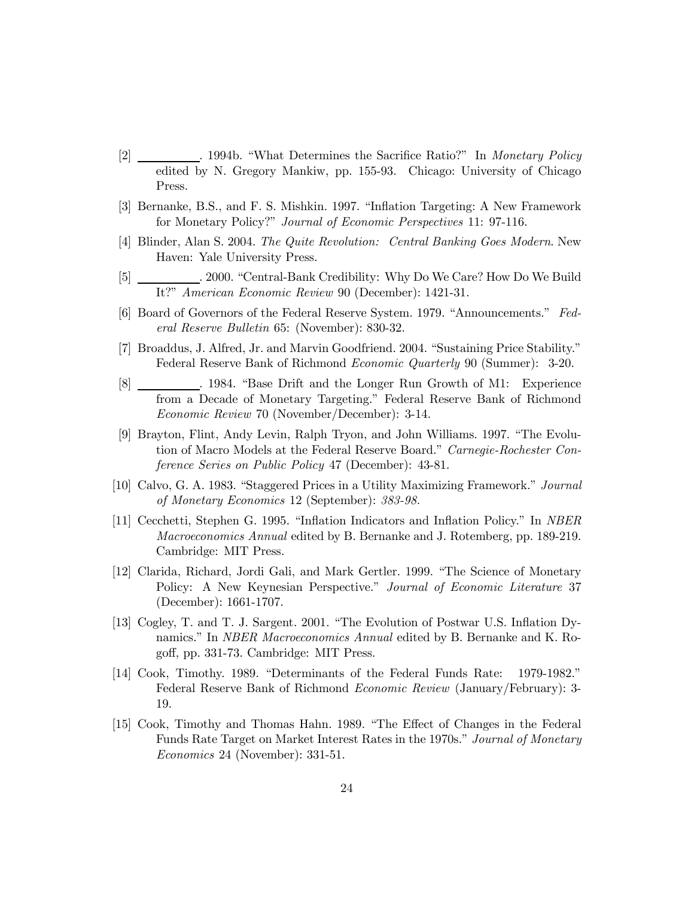[2] \_\_\_\_\_\_\_\_\_\_. 1994b. "What Determines the Sacrifice Ratio?" In *Monetary Policy* edited by N. Gregory Mankiw, pp. 155-93. Chicago: University of Chicago Press.

[3] Bernanke, B.S., and F. S. Mishkin. 1997. "Inflation Targeting: A New Framework for Monetary Policy?" *Journal of Economic Perspectives* 11: 97-116.

[4] Blinder, Alan S. 2004. *The Quite Revolution: Central Banking Goes Modern*. New Haven: Yale University Press.

[5] \_\_\_\_\_\_\_\_\_\_. 2000. "Central-Bank Credibility: Why Do We Care? How Do We Build It?" *American Economic Review* 90 (December): 1421-31.

[6] Board of Governors of the Federal Reserve System. 1979. "Announcements." *Federal Reserve Bulletin* 65: (November): 830-32.

[7] Broaddus, J. Alfred, Jr. and Marvin Goodfriend. 2004. "Sustaining Price Stability." Federal Reserve Bank of Richmond *Economic Quarterly* 90 (Summer): 3-20.

[8] \_\_\_\_\_\_\_\_\_\_. 1984. "Base Drift and the Longer Run Growth of M1: Experience from a Decade of Monetary Targeting." Federal Reserve Bank of Richmond *Economic Review* 70 (November/December): 3-14.

[9] Brayton, Flint, Andy Levin, Ralph Tryon, and John Williams. 1997. "The Evolution of Macro Models at the Federal Reserve Board." *Carnegie-Rochester Conference Series on Public Policy* 47 (December): 43-81.

[10] Calvo, G. A. 1983. "Staggered Prices in a Utility Maximizing Framework." *Journal of Monetary Economics* 12 (September): *383-98.*

[11] Cecchetti, Stephen G. 1995. "Inflation Indicators and Inflation Policy." In *NBER Macroeconomics Annual* edited by B. Bernanke and J. Rotemberg, pp. 189-219. Cambridge: MIT Press.

[12] Clarida, Richard, Jordi Gali, and Mark Gertler. 1999. "The Science of Monetary Policy: A New Keynesian Perspective." *Journal of Economic Literature* 37 (December): 1661-1707.

[13] Cogley, T. and T. J. Sargent. 2001. "The Evolution of Postwar U.S. Inflation Dynamics." In *NBER Macroeconomics Annual* edited by B. Bernanke and K. Rogoff, pp. 331-73. Cambridge: MIT Press.

[14] Cook, Timothy. 1989. "Determinants of the Federal Funds Rate: 1979-1982." Federal Reserve Bank of Richmond *Economic Review* (January/February): 3-19.

[15] Cook, Timothy and Thomas Hahn. 1989. "The Effect of Changes in the Federal Funds Rate Target on Market Interest Rates in the 1970s." *Journal of Monetary Economics* 24 (November): 331-51.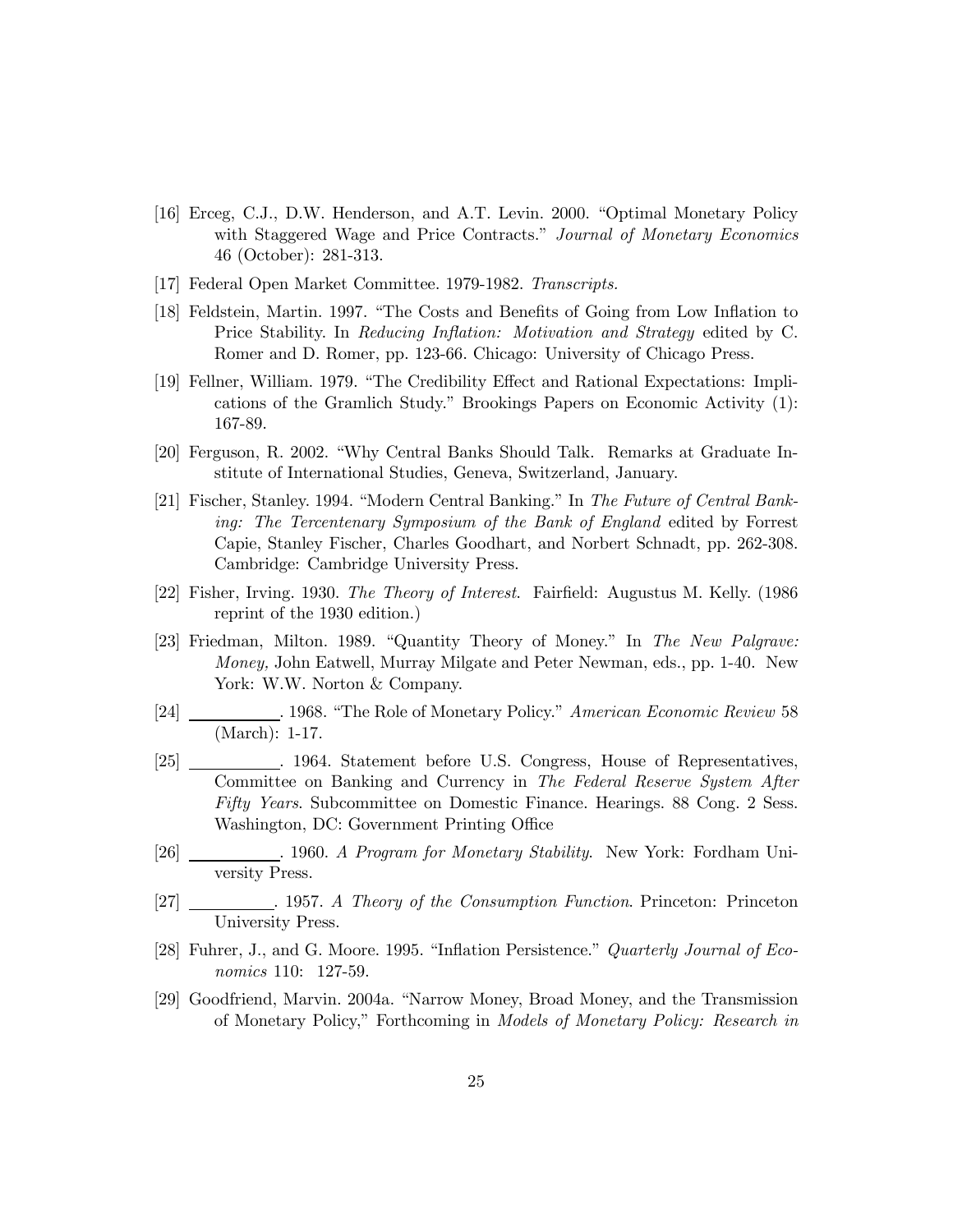[16] Erceg, C.J., D.W. Henderson, and A.T. Levin. 2000. "Optimal Monetary Policy with Staggered Wage and Price Contracts." *Journal of Monetary Economics* 46 (October): 281-313.

[17] Federal Open Market Committee. 1979-1982. *Transcripts.*

[18] Feldstein, Martin. 1997. "The Costs and Benefits of Going from Low Inflation to Price Stability. In *Reducing Inflation: Motivation and Strategy* edited by C. Romer and D. Romer, pp. 123-66. Chicago: University of Chicago Press.

[19] Fellner, William. 1979. "The Credibility Effect and Rational Expectations: Implications of the Gramlich Study." Brookings Papers on Economic Activity (1): 167-89.

[20] Ferguson, R. 2002. "Why Central Banks Should Talk. Remarks at Graduate Institute of International Studies, Geneva, Switzerland, January.

[21] Fischer, Stanley. 1994. "Modern Central Banking." In *The Future of Central Banking: The Tercentenary Symposium of the Bank of England* edited by Forrest Capie, Stanley Fischer, Charles Goodhart, and Norbert Schnadt, pp. 262-308. Cambridge: Cambridge University Press.

[22] Fisher, Irving. 1930. *The Theory of Interest*. Fairfield: Augustus M. Kelly. (1986 reprint of the 1930 edition.)

[23] Friedman, Milton. 1989. "Quantity Theory of Money." In *The New Palgrave: Money,* John Eatwell, Murray Milgate and Peter Newman, eds., pp. 1-40. New York: W.W. Norton & Company.

[24] ________. 1968. "The Role of Monetary Policy." *American Economic Review* 58 (March): 1-17.

[25] ________. 1964. Statement before U.S. Congress, House of Representatives, Committee on Banking and Currency in *The Federal Reserve System After Fifty Years*. Subcommittee on Domestic Finance. Hearings. 88 Cong. 2 Sess. Washington, DC: Government Printing Office

[26] ________. 1960. *A Program for Monetary Stability*. New York: Fordham University Press.

[27] ________. 1957. *A Theory of the Consumption Function*. Princeton: Princeton University Press.

[28] Fuhrer, J., and G. Moore. 1995. "Inflation Persistence." *Quarterly Journal of Economics* 110: 127-59.

[29] Goodfriend, Marvin. 2004a. "Narrow Money, Broad Money, and the Transmission of Monetary Policy," Forthcoming in *Models of Monetary Policy: Research in*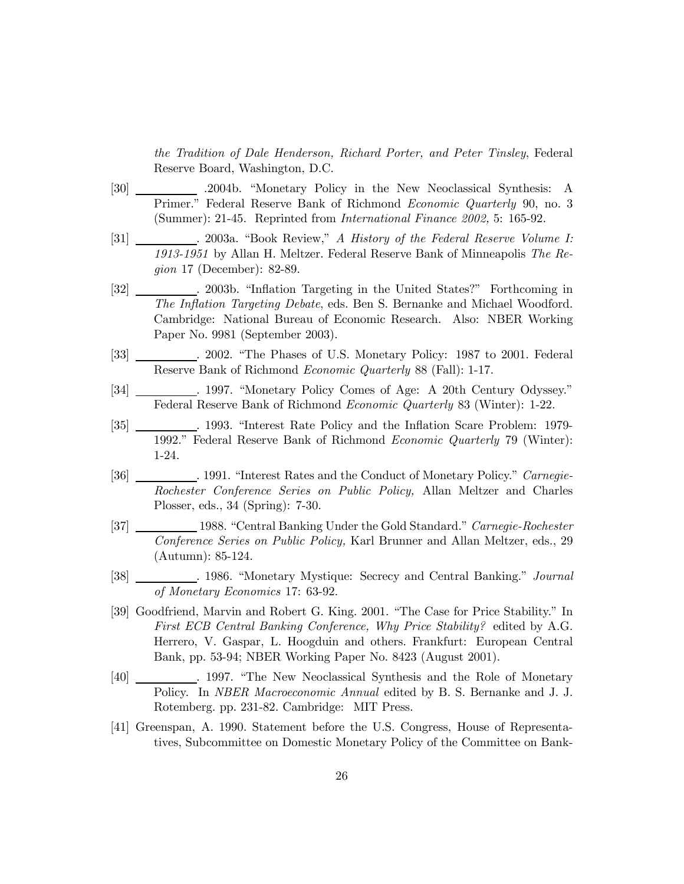*the Tradition of Dale Henderson, Richard Porter, and Peter Tinsley*, Federal Reserve Board, Washington, D.C.

[30] __________ .2004b. "Monetary Policy in the New Neoclassical Synthesis: A Primer." Federal Reserve Bank of Richmond *Economic Quarterly* 90, no. 3 (Summer): 21-45. Reprinted from *International Finance 2002,* 5: 165-92.

[31] __________. 2003a. "Book Review," *A History of the Federal Reserve Volume I: 1913-1951* by Allan H. Meltzer. Federal Reserve Bank of Minneapolis *The Region* 17 (December): 82-89.

[32] __________. 2003b. "Inflation Targeting in the United States?" Forthcoming in *The Inflation Targeting Debate*, eds. Ben S. Bernanke and Michael Woodford. Cambridge: National Bureau of Economic Research. Also: NBER Working Paper No. 9981 (September 2003).

[33] __________. 2002. "The Phases of U.S. Monetary Policy: 1987 to 2001. Federal Reserve Bank of Richmond *Economic Quarterly* 88 (Fall): 1-17.

[34] __________. 1997. "Monetary Policy Comes of Age: A 20th Century Odyssey." Federal Reserve Bank of Richmond *Economic Quarterly* 83 (Winter): 1-22.

[35] __________. 1993. "Interest Rate Policy and the Inflation Scare Problem: 1979-1992." Federal Reserve Bank of Richmond *Economic Quarterly* 79 (Winter): 1-24.

[36] __________. 1991. "Interest Rates and the Conduct of Monetary Policy." *Carnegie-Rochester Conference Series on Public Policy,* Allan Meltzer and Charles Plosser, eds., 34 (Spring): 7-30.

[37] __________ 1988. "Central Banking Under the Gold Standard." *Carnegie-Rochester Conference Series on Public Policy,* Karl Brunner and Allan Meltzer, eds., 29 (Autumn): 85-124.

[38] __________. 1986. "Monetary Mystique: Secrecy and Central Banking." *Journal of Monetary Economics* 17: 63-92.

[39] Goodfriend, Marvin and Robert G. King. 2001. "The Case for Price Stability." In *First ECB Central Banking Conference, Why Price Stability?* edited by A.G. Herrero, V. Gaspar, L. Hoogduin and others. Frankfurt: European Central Bank, pp. 53-94; NBER Working Paper No. 8423 (August 2001).

[40] __________. 1997. "The New Neoclassical Synthesis and the Role of Monetary Policy. In *NBER Macroeconomic Annual* edited by B. S. Bernanke and J. J. Rotemberg. pp. 231-82. Cambridge: MIT Press.

[41] Greenspan, A. 1990. Statement before the U.S. Congress, House of Representatives, Subcommittee on Domestic Monetary Policy of the Committee on Bank-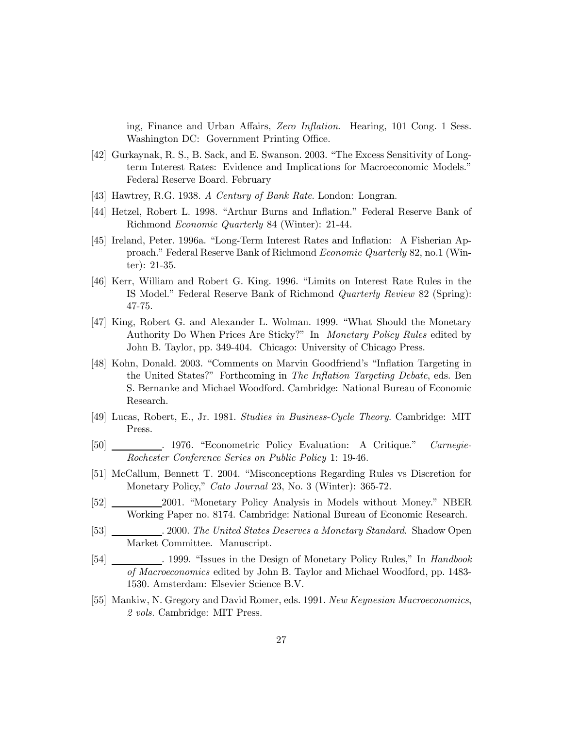ing, Finance and Urban Affairs, *Zero Inflation*. Hearing, 101 Cong. 1 Sess. Washington DC: Government Printing Office.

[42] Gurkaynak, R. S., B. Sack, and E. Swanson. 2003. "The Excess Sensitivity of Long-term Interest Rates: Evidence and Implications for Macroeconomic Models." Federal Reserve Board. February

[43] Hawtrey, R.G. 1938. *A Century of Bank Rate*. London: Longran.

[44] Hetzel, Robert L. 1998. "Arthur Burns and Inflation." Federal Reserve Bank of Richmond *Economic Quarterly* 84 (Winter): 21-44.

[45] Ireland, Peter. 1996a. "Long-Term Interest Rates and Inflation: A Fisherian Approach." Federal Reserve Bank of Richmond *Economic Quarterly* 82, no.1 (Winter): 21-35.

[46] Kerr, William and Robert G. King. 1996. "Limits on Interest Rate Rules in the IS Model." Federal Reserve Bank of Richmond *Quarterly Review* 82 (Spring): 47-75.

[47] King, Robert G. and Alexander L. Wolman. 1999. "What Should the Monetary Authority Do When Prices Are Sticky?" In *Monetary Policy Rules* edited by John B. Taylor, pp. 349-404. Chicago: University of Chicago Press.

[48] Kohn, Donald. 2003. "Comments on Marvin Goodfriend's "Inflation Targeting in the United States?" Forthcoming in *The Inflation Targeting Debate*, eds. Ben S. Bernanke and Michael Woodford. Cambridge: National Bureau of Economic Research.

[49] Lucas, Robert, E., Jr. 1981. *Studies in Business-Cycle Theory*. Cambridge: MIT Press.

[50] __________. 1976. "Econometric Policy Evaluation: A Critique." *Carnegie-Rochester Conference Series on Public Policy* 1: 19-46.

[51] McCallum, Bennett T. 2004. "Misconceptions Regarding Rules vs Discretion for Monetary Policy," *Cato Journal* 23, No. 3 (Winter): 365-72.

[52] __________ 2001. "Monetary Policy Analysis in Models without Money." NBER Working Paper no. 8174. Cambridge: National Bureau of Economic Research.

[53] __________. 2000. *The United States Deserves a Monetary Standard*. Shadow Open Market Committee. Manuscript.

[54] __________. 1999. "Issues in the Design of Monetary Policy Rules," In *Handbook of Macroeconomics* edited by John B. Taylor and Michael Woodford, pp. 1483-1530. Amsterdam: Elsevier Science B.V.

[55] Mankiw, N. Gregory and David Romer, eds. 1991. *New Keynesian Macroeconomics, 2 vols*. Cambridge: MIT Press.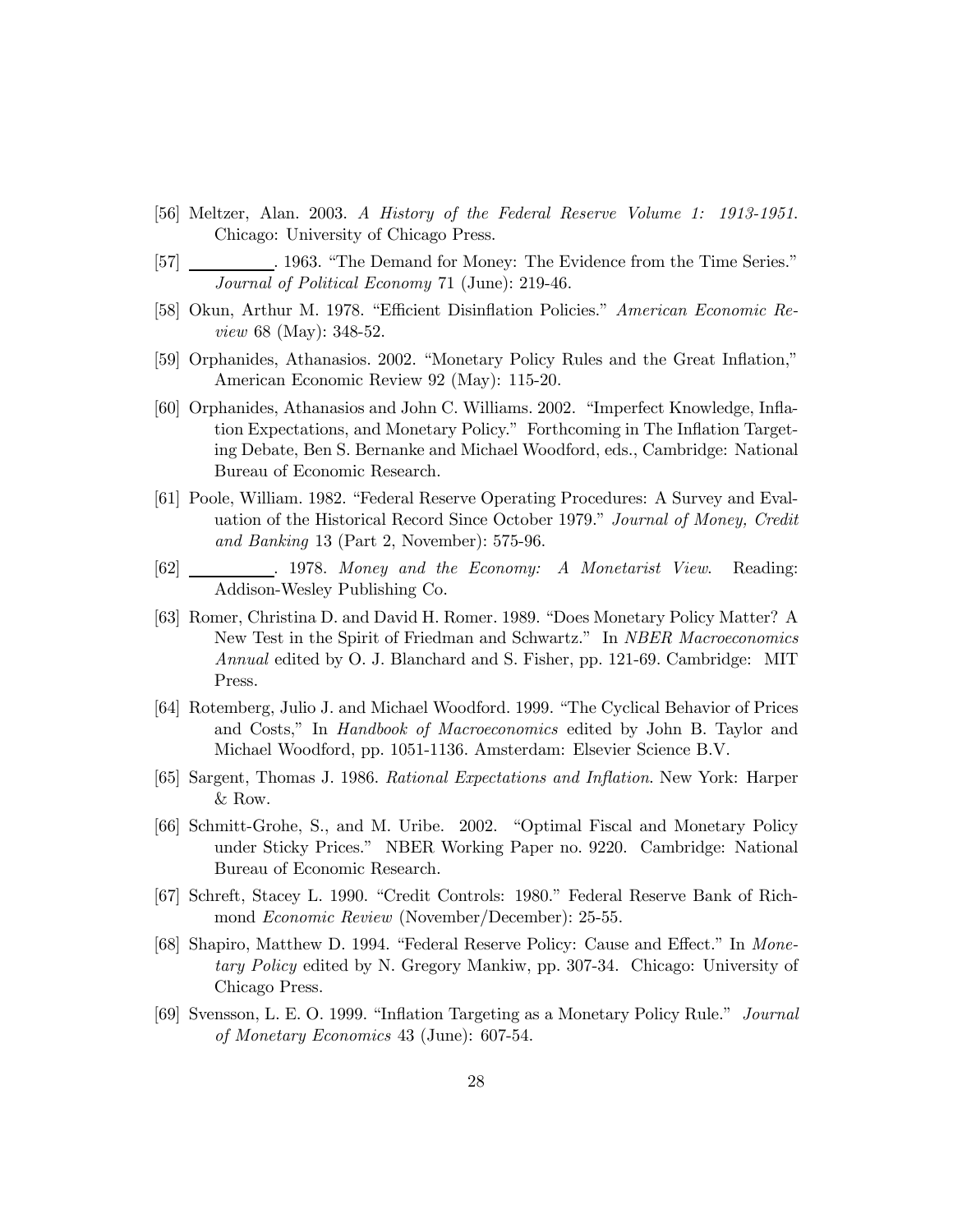[56] Meltzer, Alan. 2003. *A History of the Federal Reserve Volume 1: 1913-1951*. Chicago: University of Chicago Press.

[57] \_\_\_\_\_\_\_\_\_\_. 1963. "The Demand for Money: The Evidence from the Time Series." *Journal of Political Economy* 71 (June): 219-46.

[58] Okun, Arthur M. 1978. "Efficient Disinflation Policies." *American Economic Review* 68 (May): 348-52.

[59] Orphanides, Athanasios. 2002. "Monetary Policy Rules and the Great Inflation," American Economic Review 92 (May): 115-20.

[60] Orphanides, Athanasios and John C. Williams. 2002. "Imperfect Knowledge, Inflation Expectations, and Monetary Policy." Forthcoming in The Inflation Targeting Debate, Ben S. Bernanke and Michael Woodford, eds., Cambridge: National Bureau of Economic Research.

[61] Poole, William. 1982. "Federal Reserve Operating Procedures: A Survey and Evaluation of the Historical Record Since October 1979." *Journal of Money, Credit and Banking* 13 (Part 2, November): 575-96.

[62] \_\_\_\_\_\_\_\_\_\_. 1978. *Money and the Economy: A Monetarist View*. Reading: Addison-Wesley Publishing Co.

[63] Romer, Christina D. and David H. Romer. 1989. "Does Monetary Policy Matter? A New Test in the Spirit of Friedman and Schwartz." In *NBER Macroeconomics Annual* edited by O. J. Blanchard and S. Fisher, pp. 121-69. Cambridge: MIT Press.

[64] Rotemberg, Julio J. and Michael Woodford. 1999. "The Cyclical Behavior of Prices and Costs," In *Handbook of Macroeconomics* edited by John B. Taylor and Michael Woodford, pp. 1051-1136. Amsterdam: Elsevier Science B.V.

[65] Sargent, Thomas J. 1986. *Rational Expectations and Inflation*. New York: Harper & Row.

[66] Schmitt-Grohe, S., and M. Uribe. 2002. "Optimal Fiscal and Monetary Policy under Sticky Prices." NBER Working Paper no. 9220. Cambridge: National Bureau of Economic Research.

[67] Schreft, Stacey L. 1990. "Credit Controls: 1980." Federal Reserve Bank of Richmond *Economic Review* (November/December): 25-55.

[68] Shapiro, Matthew D. 1994. "Federal Reserve Policy: Cause and Effect." In *Monetary Policy* edited by N. Gregory Mankiw, pp. 307-34. Chicago: University of Chicago Press.

[69] Svensson, L. E. O. 1999. "Inflation Targeting as a Monetary Policy Rule." *Journal of Monetary Economics* 43 (June): 607-54.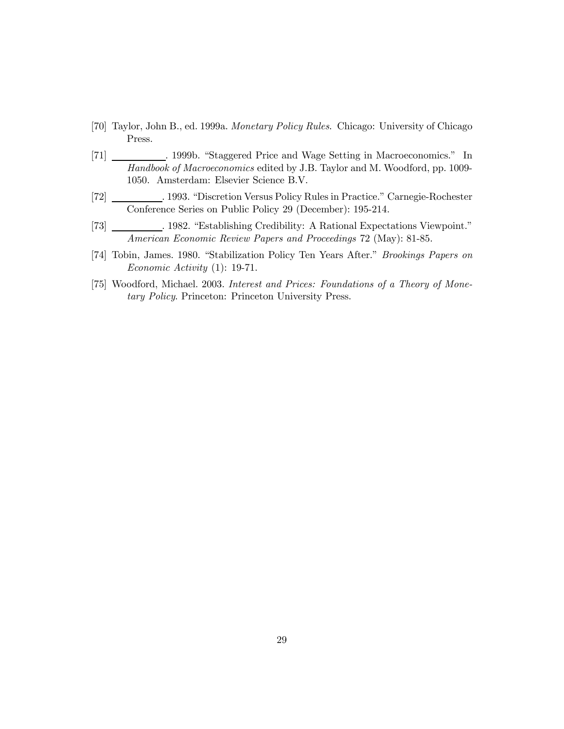[70] Taylor, John B., ed. 1999a. *Monetary Policy Rules*. Chicago: University of Chicago Press.

[71] __________. 1999b. "Staggered Price and Wage Setting in Macroeconomics." In *Handbook of Macroeconomics* edited by J.B. Taylor and M. Woodford, pp. 1009-1050. Amsterdam: Elsevier Science B.V.

[72] __________. 1993. "Discretion Versus Policy Rules in Practice." Carnegie-Rochester Conference Series on Public Policy 29 (December): 195-214.

[73] __________. 1982. "Establishing Credibility: A Rational Expectations Viewpoint." *American Economic Review Papers and Proceedings* 72 (May): 81-85.

[74] Tobin, James. 1980. "Stabilization Policy Ten Years After." *Brookings Papers on Economic Activity* (1): 19-71.

[75] Woodford, Michael. 2003. *Interest and Prices: Foundations of a Theory of Monetary Policy*. Princeton: Princeton University Press.